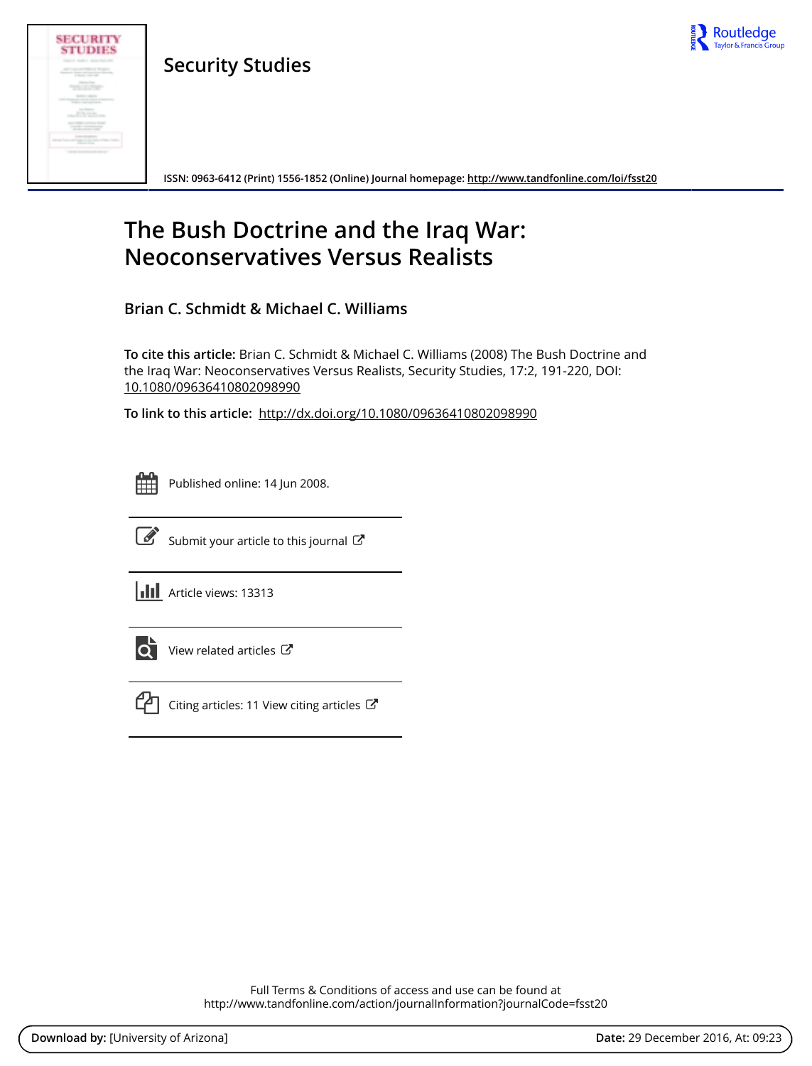Security Studies

ISSN: 0963-6412 (Print) 1556-1852 (Online) Journal homepage: http://www.tandfonline.com/loi/fsst20

# The Bush Doctrine and the Iraq War: Neoconservatives Versus Realists

**Brian C. Schmidt & Michael C. Williams**

**To cite this article:** Brian C. Schmidt & Michael C. Williams (2008) The Bush Doctrine and the Iraq War: Neoconservatives Versus Realists, Security Studies, 17:2, 191-220, DOI: 10.1080/09636410802098990

**To link to this article:** http://dx.doi.org/10.1080/09636410802098990

Published online: 14 Jun 2008.

Submit your article to this journal

Article views: 13313

View related articles

Citing articles: 11 View citing articles

Full Terms & Conditions of access and use can be found at
http://www.tandfonline.com/action/journalInformation?journalCode=fsst20

**Download by:** [University of Arizona] **Date:** 29 December 2016, At: 09:23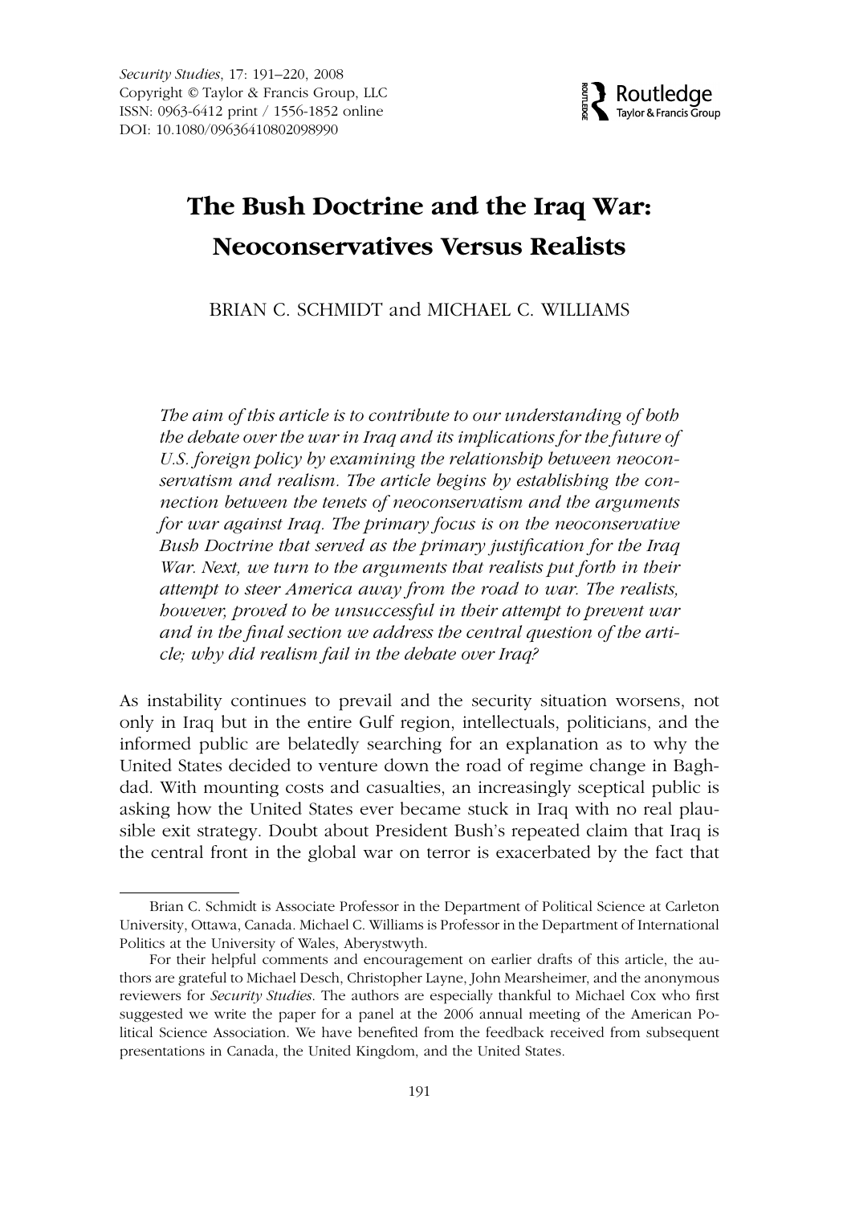# The Bush Doctrine and the Iraq War: Neoconservatives Versus Realists

BRIAN C. SCHMIDT and MICHAEL C. WILLIAMS

*The aim of this article is to contribute to our understanding of both the debate over the war in Iraq and its implications for the future of U.S. foreign policy by examining the relationship between neoconservatism and realism. The article begins by establishing the connection between the tenets of neoconservatism and the arguments for war against Iraq. The primary focus is on the neoconservative Bush Doctrine that served as the primary justification for the Iraq War. Next, we turn to the arguments that realists put forth in their attempt to steer America away from the road to war. The realists, however, proved to be unsuccessful in their attempt to prevent war and in the final section we address the central question of the article; why did realism fail in the debate over Iraq?*

As instability continues to prevail and the security situation worsens, not only in Iraq but in the entire Gulf region, intellectuals, politicians, and the informed public are belatedly searching for an explanation as to why the United States decided to venture down the road of regime change in Baghdad. With mounting costs and casualties, an increasingly sceptical public is asking how the United States ever became stuck in Iraq with no real plausible exit strategy. Doubt about President Bush's repeated claim that Iraq is the central front in the global war on terror is exacerbated by the fact that

---

Brian C. Schmidt is Associate Professor in the Department of Political Science at Carleton University, Ottawa, Canada. Michael C. Williams is Professor in the Department of International Politics at the University of Wales, Aberystwyth.

For their helpful comments and encouragement on earlier drafts of this article, the authors are grateful to Michael Desch, Christopher Layne, John Mearsheimer, and the anonymous reviewers for *Security Studies*. The authors are especially thankful to Michael Cox who first suggested we write the paper for a panel at the 2006 annual meeting of the American Political Science Association. We have benefited from the feedback received from subsequent presentations in Canada, the United Kingdom, and the United States.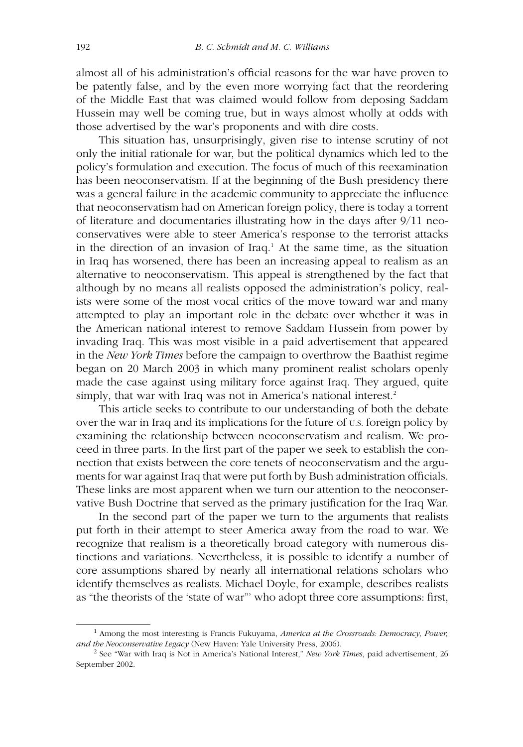almost all of his administration's official reasons for the war have proven to be patently false, and by the even more worrying fact that the reordering of the Middle East that was claimed would follow from deposing Saddam Hussein may well be coming true, but in ways almost wholly at odds with those advertised by the war's proponents and with dire costs.

This situation has, unsurprisingly, given rise to intense scrutiny of not only the initial rationale for war, but the political dynamics which led to the policy's formulation and execution. The focus of much of this reexamination has been neoconservatism. If at the beginning of the Bush presidency there was a general failure in the academic community to appreciate the influence that neoconservatism had on American foreign policy, there is today a torrent of literature and documentaries illustrating how in the days after 9/11 neoconservatives were able to steer America's response to the terrorist attacks in the direction of an invasion of Iraq.[1] At the same time, as the situation in Iraq has worsened, there has been an increasing appeal to realism as an alternative to neoconservatism. This appeal is strengthened by the fact that although by no means all realists opposed the administration's policy, realists were some of the most vocal critics of the move toward war and many attempted to play an important role in the debate over whether it was in the American national interest to remove Saddam Hussein from power by invading Iraq. This was most visible in a paid advertisement that appeared in the *New York Times* before the campaign to overthrow the Baathist regime began on 20 March 2003 in which many prominent realist scholars openly made the case against using military force against Iraq. They argued, quite simply, that war with Iraq was not in America's national interest.[2]

This article seeks to contribute to our understanding of both the debate over the war in Iraq and its implications for the future of U.S. foreign policy by examining the relationship between neoconservatism and realism. We proceed in three parts. In the first part of the paper we seek to establish the connection that exists between the core tenets of neoconservatism and the arguments for war against Iraq that were put forth by Bush administration officials. These links are most apparent when we turn our attention to the neoconservative Bush Doctrine that served as the primary justification for the Iraq War.

In the second part of the paper we turn to the arguments that realists put forth in their attempt to steer America away from the road to war. We recognize that realism is a theoretically broad category with numerous distinctions and variations. Nevertheless, it is possible to identify a number of core assumptions shared by nearly all international relations scholars who identify themselves as realists. Michael Doyle, for example, describes realists as "the theorists of the 'state of war"' who adopt three core assumptions: first,

[1] Among the most interesting is Francis Fukuyama, *America at the Crossroads: Democracy, Power, and the Neoconservative Legacy* (New Haven: Yale University Press, 2006).

[2] See "War with Iraq is Not in America's National Interest," *New York Times*, paid advertisement, 26 September 2002.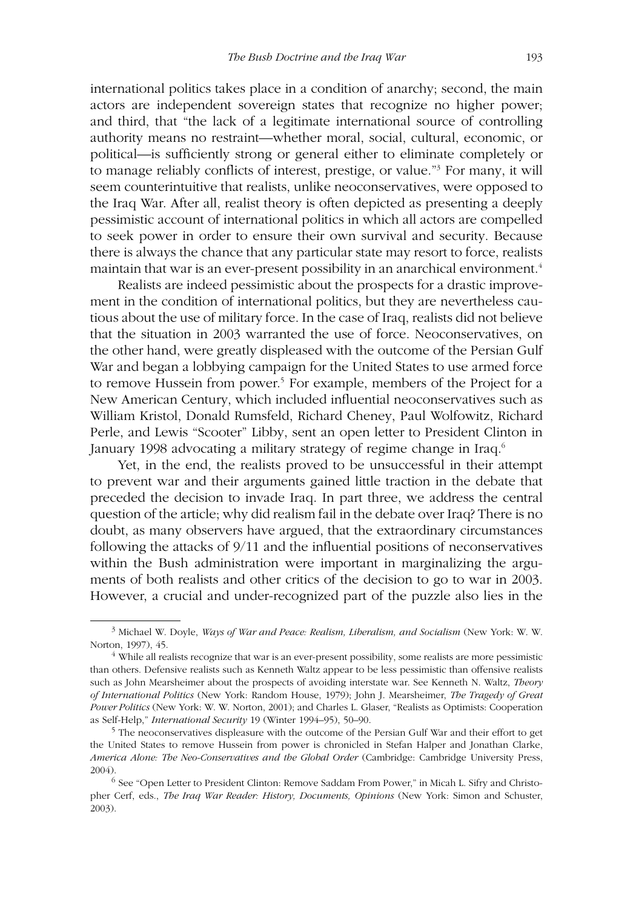international politics takes place in a condition of anarchy; second, the main actors are independent sovereign states that recognize no higher power; and third, that "the lack of a legitimate international source of controlling authority means no restraint—whether moral, social, cultural, economic, or political—is sufficiently strong or general either to eliminate completely or to manage reliably conflicts of interest, prestige, or value."[3] For many, it will seem counterintuitive that realists, unlike neoconservatives, were opposed to the Iraq War. After all, realist theory is often depicted as presenting a deeply pessimistic account of international politics in which all actors are compelled to seek power in order to ensure their own survival and security. Because there is always the chance that any particular state may resort to force, realists maintain that war is an ever-present possibility in an anarchical environment.[4]

Realists are indeed pessimistic about the prospects for a drastic improvement in the condition of international politics, but they are nevertheless cautious about the use of military force. In the case of Iraq, realists did not believe that the situation in 2003 warranted the use of force. Neoconservatives, on the other hand, were greatly displeased with the outcome of the Persian Gulf War and began a lobbying campaign for the United States to use armed force to remove Hussein from power.[5] For example, members of the Project for a New American Century, which included influential neoconservatives such as William Kristol, Donald Rumsfeld, Richard Cheney, Paul Wolfowitz, Richard Perle, and Lewis "Scooter" Libby, sent an open letter to President Clinton in January 1998 advocating a military strategy of regime change in Iraq.[6]

Yet, in the end, the realists proved to be unsuccessful in their attempt to prevent war and their arguments gained little traction in the debate that preceded the decision to invade Iraq. In part three, we address the central question of the article; why did realism fail in the debate over Iraq? There is no doubt, as many observers have argued, that the extraordinary circumstances following the attacks of 9/11 and the influential positions of neoconservatives within the Bush administration were important in marginalizing the arguments of both realists and other critics of the decision to go to war in 2003. However, a crucial and under-recognized part of the puzzle also lies in the

---

[3] Michael W. Doyle, *Ways of War and Peace: Realism, Liberalism, and Socialism* (New York: W. W. Norton, 1997), 45.

[4] While all realists recognize that war is an ever-present possibility, some realists are more pessimistic than others. Defensive realists such as Kenneth Waltz appear to be less pessimistic than offensive realists such as John Mearsheimer about the prospects of avoiding interstate war. See Kenneth N. Waltz, *Theory of International Politics* (New York: Random House, 1979); John J. Mearsheimer, *The Tragedy of Great Power Politics* (New York: W. W. Norton, 2001); and Charles L. Glaser, "Realists as Optimists: Cooperation as Self-Help," *International Security* 19 (Winter 1994–95), 50–90.

[5] The neoconservatives displeasure with the outcome of the Persian Gulf War and their effort to get the United States to remove Hussein from power is chronicled in Stefan Halper and Jonathan Clarke, *America Alone: The Neo-Conservatives and the Global Order* (Cambridge: Cambridge University Press, 2004).

[6] See "Open Letter to President Clinton: Remove Saddam From Power," in Micah L. Sifry and Christopher Cerf, eds., *The Iraq War Reader: History, Documents, Opinions* (New York: Simon and Schuster, 2003).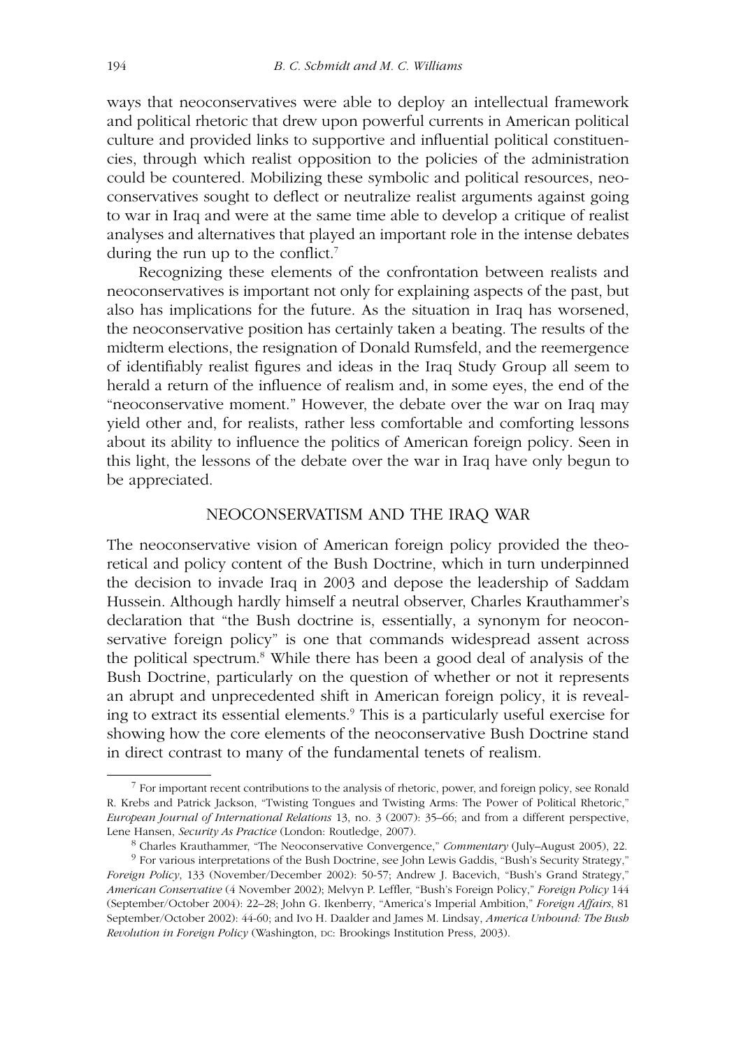ways that neoconservatives were able to deploy an intellectual framework and political rhetoric that drew upon powerful currents in American political culture and provided links to supportive and influential political constituencies, through which realist opposition to the policies of the administration could be countered. Mobilizing these symbolic and political resources, neoconservatives sought to deflect or neutralize realist arguments against going to war in Iraq and were at the same time able to develop a critique of realist analyses and alternatives that played an important role in the intense debates during the run up to the conflict.[7]

Recognizing these elements of the confrontation between realists and neoconservatives is important not only for explaining aspects of the past, but also has implications for the future. As the situation in Iraq has worsened, the neoconservative position has certainly taken a beating. The results of the midterm elections, the resignation of Donald Rumsfeld, and the reemergence of identifiably realist figures and ideas in the Iraq Study Group all seem to herald a return of the influence of realism and, in some eyes, the end of the "neoconservative moment." However, the debate over the war on Iraq may yield other and, for realists, rather less comfortable and comforting lessons about its ability to influence the politics of American foreign policy. Seen in this light, the lessons of the debate over the war in Iraq have only begun to be appreciated.

## NEOCONSERVATISM AND THE IRAQ WAR

The neoconservative vision of American foreign policy provided the theoretical and policy content of the Bush Doctrine, which in turn underpinned the decision to invade Iraq in 2003 and depose the leadership of Saddam Hussein. Although hardly himself a neutral observer, Charles Krauthammer's declaration that "the Bush doctrine is, essentially, a synonym for neoconservative foreign policy" is one that commands widespread assent across the political spectrum.[8] While there has been a good deal of analysis of the Bush Doctrine, particularly on the question of whether or not it represents an abrupt and unprecedented shift in American foreign policy, it is revealing to extract its essential elements.[9] This is a particularly useful exercise for showing how the core elements of the neoconservative Bush Doctrine stand in direct contrast to many of the fundamental tenets of realism.

---

[7] For important recent contributions to the analysis of rhetoric, power, and foreign policy, see Ronald R. Krebs and Patrick Jackson, "Twisting Tongues and Twisting Arms: The Power of Political Rhetoric," *European Journal of International Relations* 13, no. 3 (2007): 35–66; and from a different perspective, Lene Hansen, *Security As Practice* (London: Routledge, 2007).

[8] Charles Krauthammer, "The Neoconservative Convergence," *Commentary* (July–August 2005), 22.

[9] For various interpretations of the Bush Doctrine, see John Lewis Gaddis, "Bush's Security Strategy," *Foreign Policy*, 133 (November/December 2002): 50-57; Andrew J. Bacevich, "Bush's Grand Strategy," *American Conservative* (4 November 2002); Melvyn P. Leffler, "Bush's Foreign Policy," *Foreign Policy* 144 (September/October 2004): 22–28; John G. Ikenberry, "America's Imperial Ambition," *Foreign Affairs*, 81 September/October 2002): 44-60; and Ivo H. Daalder and James M. Lindsay, *America Unbound: The Bush Revolution in Foreign Policy* (Washington, DC: Brookings Institution Press, 2003).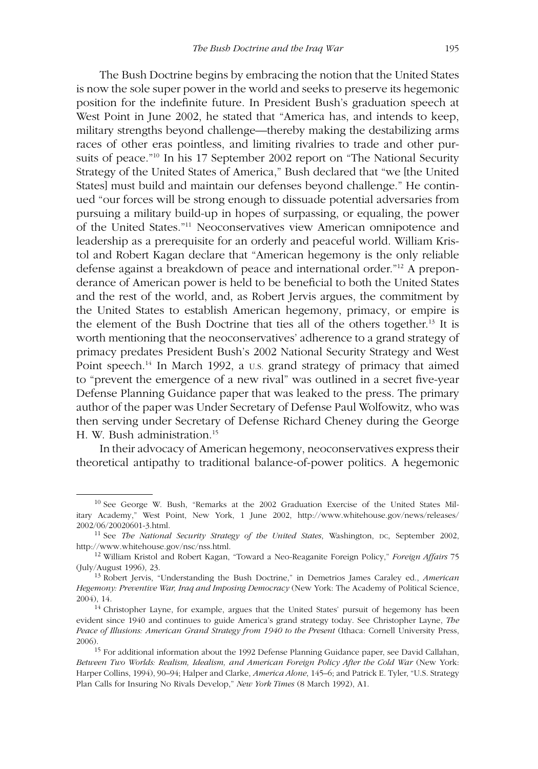The Bush Doctrine begins by embracing the notion that the United States is now the sole super power in the world and seeks to preserve its hegemonic position for the indefinite future. In President Bush's graduation speech at West Point in June 2002, he stated that "America has, and intends to keep, military strengths beyond challenge—thereby making the destabilizing arms races of other eras pointless, and limiting rivalries to trade and other pursuits of peace."[10] In his 17 September 2002 report on "The National Security Strategy of the United States of America," Bush declared that "we [the United States] must build and maintain our defenses beyond challenge." He continued "our forces will be strong enough to dissuade potential adversaries from pursuing a military build-up in hopes of surpassing, or equaling, the power of the United States."[11] Neoconservatives view American omnipotence and leadership as a prerequisite for an orderly and peaceful world. William Kristol and Robert Kagan declare that "American hegemony is the only reliable defense against a breakdown of peace and international order."[12] A preponderance of American power is held to be beneficial to both the United States and the rest of the world, and, as Robert Jervis argues, the commitment by the United States to establish American hegemony, primacy, or empire is the element of the Bush Doctrine that ties all of the others together.[13] It is worth mentioning that the neoconservatives' adherence to a grand strategy of primacy predates President Bush's 2002 National Security Strategy and West Point speech.[14] In March 1992, a U.S. grand strategy of primacy that aimed to "prevent the emergence of a new rival" was outlined in a secret five-year Defense Planning Guidance paper that was leaked to the press. The primary author of the paper was Under Secretary of Defense Paul Wolfowitz, who was then serving under Secretary of Defense Richard Cheney during the George H. W. Bush administration.[15]

In their advocacy of American hegemony, neoconservatives express their theoretical antipathy to traditional balance-of-power politics. A hegemonic

---

[10] See George W. Bush, "Remarks at the 2002 Graduation Exercise of the United States Military Academy," West Point, New York, 1 June 2002, http://www.whitehouse.gov/news/releases/2002/06/20020601-3.html.

[11] See *The National Security Strategy of the United States*, Washington, DC, September 2002, http://www.whitehouse.gov/nsc/nss.html.

[12] William Kristol and Robert Kagan, "Toward a Neo-Reaganite Foreign Policy," *Foreign Affairs* 75 (July/August 1996), 23.

[13] Robert Jervis, "Understanding the Bush Doctrine," in Demetrios James Caraley ed., *American Hegemony: Preventive War, Iraq and Imposing Democracy* (New York: The Academy of Political Science, 2004), 14.

[14] Christopher Layne, for example, argues that the United States' pursuit of hegemony has been evident since 1940 and continues to guide America's grand strategy today. See Christopher Layne, *The Peace of Illusions: American Grand Strategy from 1940 to the Present* (Ithaca: Cornell University Press, 2006).

[15] For additional information about the 1992 Defense Planning Guidance paper, see David Callahan, *Between Two Worlds: Realism, Idealism, and American Foreign Policy After the Cold War* (New York: Harper Collins, 1994), 90–94; Halper and Clarke, *America Alone*, 145–6; and Patrick E. Tyler, "U.S. Strategy Plan Calls for Insuring No Rivals Develop," *New York Times* (8 March 1992), A1.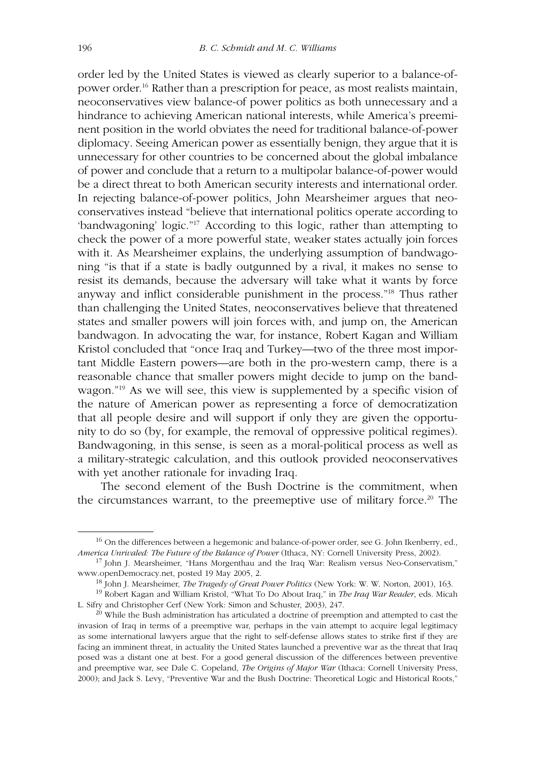order led by the United States is viewed as clearly superior to a balance-of-power order.[16] Rather than a prescription for peace, as most realists maintain, neoconservatives view balance-of power politics as both unnecessary and a hindrance to achieving American national interests, while America's preeminent position in the world obviates the need for traditional balance-of-power diplomacy. Seeing American power as essentially benign, they argue that it is unnecessary for other countries to be concerned about the global imbalance of power and conclude that a return to a multipolar balance-of-power would be a direct threat to both American security interests and international order. In rejecting balance-of-power politics, John Mearsheimer argues that neoconservatives instead "believe that international politics operate according to 'bandwagoning' logic."[17] According to this logic, rather than attempting to check the power of a more powerful state, weaker states actually join forces with it. As Mearsheimer explains, the underlying assumption of bandwagoning "is that if a state is badly outgunned by a rival, it makes no sense to resist its demands, because the adversary will take what it wants by force anyway and inflict considerable punishment in the process."[18] Thus rather than challenging the United States, neoconservatives believe that threatened states and smaller powers will join forces with, and jump on, the American bandwagon. In advocating the war, for instance, Robert Kagan and William Kristol concluded that "once Iraq and Turkey—two of the three most important Middle Eastern powers—are both in the pro-western camp, there is a reasonable chance that smaller powers might decide to jump on the bandwagon."[19] As we will see, this view is supplemented by a specific vision of the nature of American power as representing a force of democratization that all people desire and will support if only they are given the opportunity to do so (by, for example, the removal of oppressive political regimes). Bandwagoning, in this sense, is seen as a moral-political process as well as a military-strategic calculation, and this outlook provided neoconservatives with yet another rationale for invading Iraq.

The second element of the Bush Doctrine is the commitment, when the circumstances warrant, to the preemptive use of military force.[20] The

[16] On the differences between a hegemonic and balance-of-power order, see G. John Ikenberry, ed., *America Unrivaled: The Future of the Balance of Power* (Ithaca, NY: Cornell University Press, 2002).

[17] John J. Mearsheimer, "Hans Morgenthau and the Iraq War: Realism versus Neo-Conservatism," www.openDemocracy.net, posted 19 May 2005, 2.

[18] John J. Mearsheimer, *The Tragedy of Great Power Politics* (New York: W. W. Norton, 2001), 163.

[19] Robert Kagan and William Kristol, "What To Do About Iraq," in *The Iraq War Reader*, eds. Micah L. Sifry and Christopher Cerf (New York: Simon and Schuster, 2003), 247.

[20] While the Bush administration has articulated a doctrine of preemption and attempted to cast the invasion of Iraq in terms of a preemptive war, perhaps in the vain attempt to acquire legal legitimacy as some international lawyers argue that the right to self-defense allows states to strike first if they are facing an imminent threat, in actuality the United States launched a preventive war as the threat that Iraq posed was a distant one at best. For a good general discussion of the differences between preventive and preemptive war, see Dale C. Copeland, *The Origins of Major War* (Ithaca: Cornell University Press, 2000); and Jack S. Levy, "Preventive War and the Bush Doctrine: Theoretical Logic and Historical Roots,"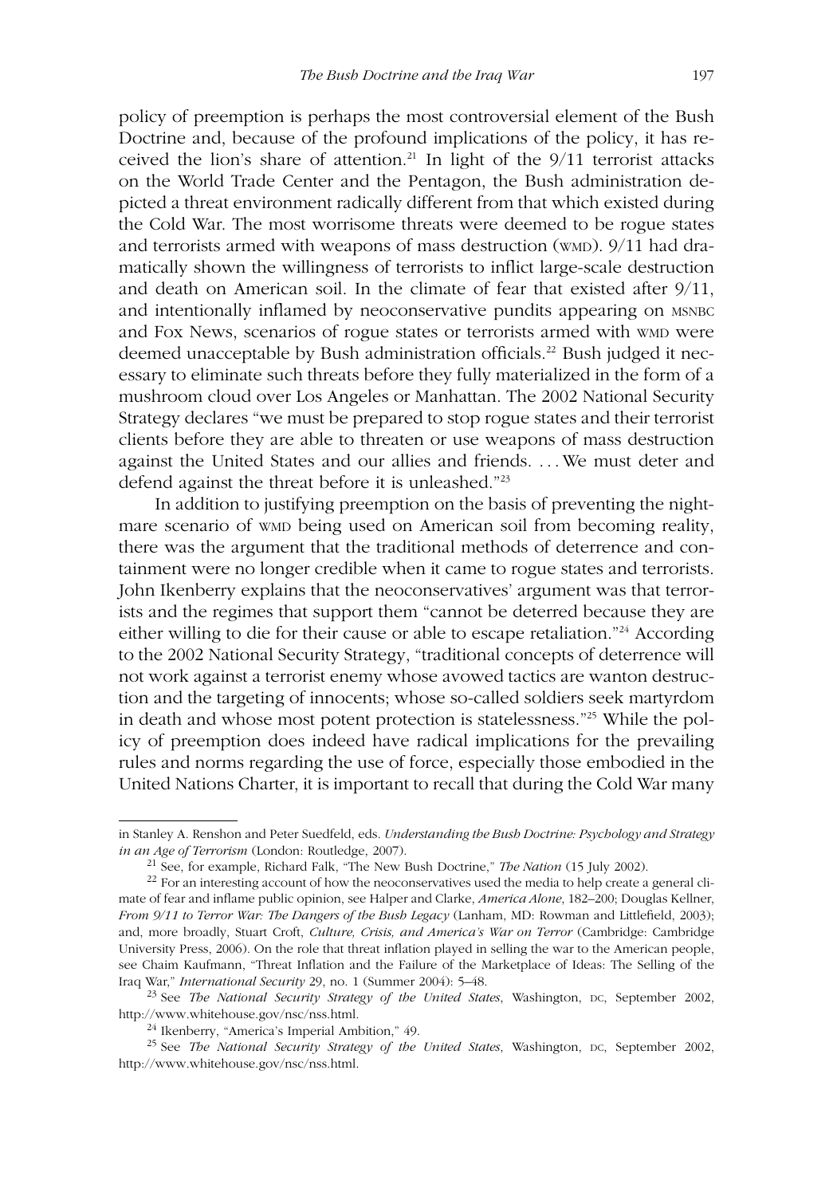policy of preemption is perhaps the most controversial element of the Bush Doctrine and, because of the profound implications of the policy, it has received the lion's share of attention.[21] In light of the 9/11 terrorist attacks on the World Trade Center and the Pentagon, the Bush administration depicted a threat environment radically different from that which existed during the Cold War. The most worrisome threats were deemed to be rogue states and terrorists armed with weapons of mass destruction (WMD). 9/11 had dramatically shown the willingness of terrorists to inflict large-scale destruction and death on American soil. In the climate of fear that existed after 9/11, and intentionally inflamed by neoconservative pundits appearing on MSNBC and Fox News, scenarios of rogue states or terrorists armed with WMD were deemed unacceptable by Bush administration officials.[22] Bush judged it necessary to eliminate such threats before they fully materialized in the form of a mushroom cloud over Los Angeles or Manhattan. The 2002 National Security Strategy declares "we must be prepared to stop rogue states and their terrorist clients before they are able to threaten or use weapons of mass destruction against the United States and our allies and friends. . . . We must deter and defend against the threat before it is unleashed."[23]

In addition to justifying preemption on the basis of preventing the nightmare scenario of WMD being used on American soil from becoming reality, there was the argument that the traditional methods of deterrence and containment were no longer credible when it came to rogue states and terrorists. John Ikenberry explains that the neoconservatives' argument was that terrorists and the regimes that support them "cannot be deterred because they are either willing to die for their cause or able to escape retaliation."[24] According to the 2002 National Security Strategy, "traditional concepts of deterrence will not work against a terrorist enemy whose avowed tactics are wanton destruction and the targeting of innocents; whose so-called soldiers seek martyrdom in death and whose most potent protection is statelessness."[25] While the policy of preemption does indeed have radical implications for the prevailing rules and norms regarding the use of force, especially those embodied in the United Nations Charter, it is important to recall that during the Cold War many

---

in Stanley A. Renshon and Peter Suedfeld, eds. *Understanding the Bush Doctrine: Psychology and Strategy in an Age of Terrorism* (London: Routledge, 2007).

[21] See, for example, Richard Falk, "The New Bush Doctrine," *The Nation* (15 July 2002).

[22] For an interesting account of how the neoconservatives used the media to help create a general climate of fear and inflame public opinion, see Halper and Clarke, *America Alone*, 182–200; Douglas Kellner, *From 9/11 to Terror War: The Dangers of the Bush Legacy* (Lanham, MD: Rowman and Littlefield, 2003); and, more broadly, Stuart Croft, *Culture, Crisis, and America's War on Terror* (Cambridge: Cambridge University Press, 2006). On the role that threat inflation played in selling the war to the American people, see Chaim Kaufmann, "Threat Inflation and the Failure of the Marketplace of Ideas: The Selling of the Iraq War," *International Security* 29, no. 1 (Summer 2004): 5–48.

[23] See *The National Security Strategy of the United States*, Washington, DC, September 2002, http://www.whitehouse.gov/nsc/nss.html.

[24] Ikenberry, "America's Imperial Ambition," 49.

[25] See *The National Security Strategy of the United States*, Washington, DC, September 2002, http://www.whitehouse.gov/nsc/nss.html.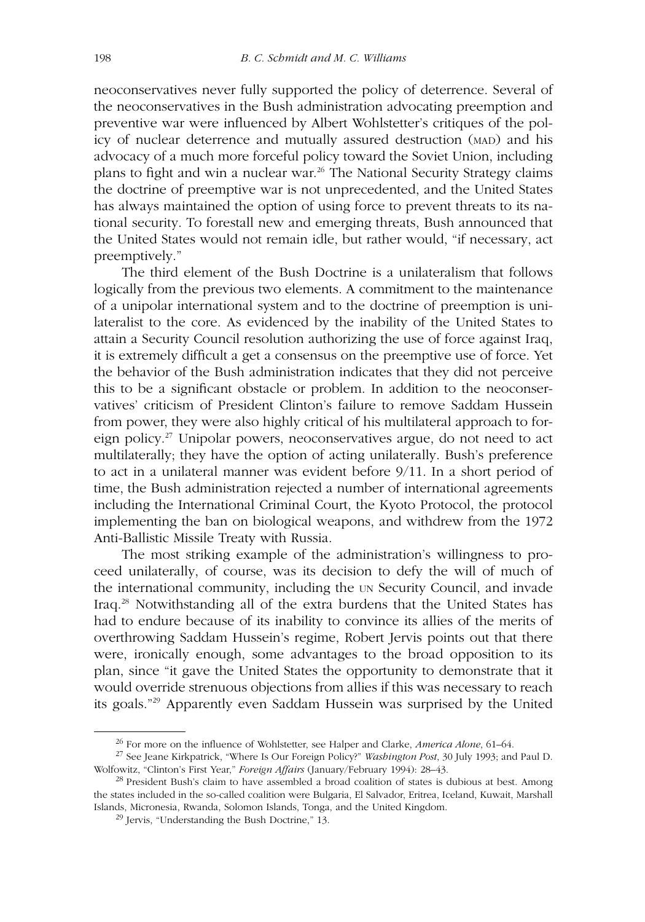neoconservatives never fully supported the policy of deterrence. Several of the neoconservatives in the Bush administration advocating preemption and preventive war were influenced by Albert Wohlstetter's critiques of the policy of nuclear deterrence and mutually assured destruction (MAD) and his advocacy of a much more forceful policy toward the Soviet Union, including plans to fight and win a nuclear war.[26] The National Security Strategy claims the doctrine of preemptive war is not unprecedented, and the United States has always maintained the option of using force to prevent threats to its national security. To forestall new and emerging threats, Bush announced that the United States would not remain idle, but rather would, "if necessary, act preemptively."

The third element of the Bush Doctrine is a unilateralism that follows logically from the previous two elements. A commitment to the maintenance of a unipolar international system and to the doctrine of preemption is unilateralist to the core. As evidenced by the inability of the United States to attain a Security Council resolution authorizing the use of force against Iraq, it is extremely difficult a get a consensus on the preemptive use of force. Yet the behavior of the Bush administration indicates that they did not perceive this to be a significant obstacle or problem. In addition to the neoconservatives' criticism of President Clinton's failure to remove Saddam Hussein from power, they were also highly critical of his multilateral approach to foreign policy.[27] Unipolar powers, neoconservatives argue, do not need to act multilaterally; they have the option of acting unilaterally. Bush's preference to act in a unilateral manner was evident before 9/11. In a short period of time, the Bush administration rejected a number of international agreements including the International Criminal Court, the Kyoto Protocol, the protocol implementing the ban on biological weapons, and withdrew from the 1972 Anti-Ballistic Missile Treaty with Russia.

The most striking example of the administration's willingness to proceed unilaterally, of course, was its decision to defy the will of much of the international community, including the UN Security Council, and invade Iraq.[28] Notwithstanding all of the extra burdens that the United States has had to endure because of its inability to convince its allies of the merits of overthrowing Saddam Hussein's regime, Robert Jervis points out that there were, ironically enough, some advantages to the broad opposition to its plan, since "it gave the United States the opportunity to demonstrate that it would override strenuous objections from allies if this was necessary to reach its goals."[29] Apparently even Saddam Hussein was surprised by the United

---

[26] For more on the influence of Wohlstetter, see Halper and Clarke, *America Alone*, 61–64.

[27] See Jeane Kirkpatrick, "Where Is Our Foreign Policy?" *Washington Post*, 30 July 1993; and Paul D. Wolfowitz, "Clinton's First Year," *Foreign Affairs* (January/February 1994): 28–43.

[28] President Bush's claim to have assembled a broad coalition of states is dubious at best. Among the states included in the so-called coalition were Bulgaria, El Salvador, Eritrea, Iceland, Kuwait, Marshall Islands, Micronesia, Rwanda, Solomon Islands, Tonga, and the United Kingdom.

[29] Jervis, "Understanding the Bush Doctrine," 13.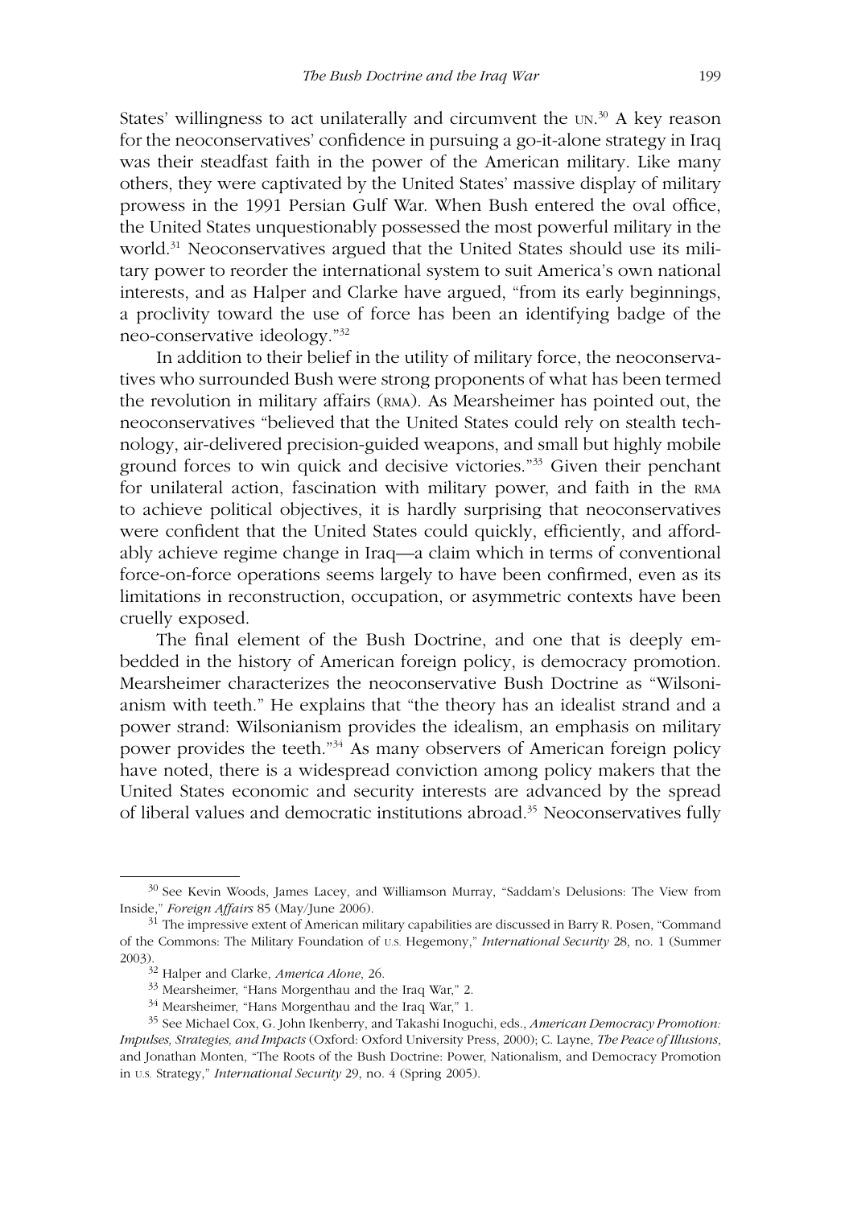States' willingness to act unilaterally and circumvent the UN.[30] A key reason for the neoconservatives' confidence in pursuing a go-it-alone strategy in Iraq was their steadfast faith in the power of the American military. Like many others, they were captivated by the United States' massive display of military prowess in the 1991 Persian Gulf War. When Bush entered the oval office, the United States unquestionably possessed the most powerful military in the world.[31] Neoconservatives argued that the United States should use its military power to reorder the international system to suit America's own national interests, and as Halper and Clarke have argued, "from its early beginnings, a proclivity toward the use of force has been an identifying badge of the neo-conservative ideology."[32]

In addition to their belief in the utility of military force, the neoconservatives who surrounded Bush were strong proponents of what has been termed the revolution in military affairs (RMA). As Mearsheimer has pointed out, the neoconservatives "believed that the United States could rely on stealth technology, air-delivered precision-guided weapons, and small but highly mobile ground forces to win quick and decisive victories."[33] Given their penchant for unilateral action, fascination with military power, and faith in the RMA to achieve political objectives, it is hardly surprising that neoconservatives were confident that the United States could quickly, efficiently, and affordably achieve regime change in Iraq—a claim which in terms of conventional force-on-force operations seems largely to have been confirmed, even as its limitations in reconstruction, occupation, or asymmetric contexts have been cruelly exposed.

The final element of the Bush Doctrine, and one that is deeply embedded in the history of American foreign policy, is democracy promotion. Mearsheimer characterizes the neoconservative Bush Doctrine as "Wilsonianism with teeth." He explains that "the theory has an idealist strand and a power strand: Wilsonianism provides the idealism, an emphasis on military power provides the teeth."[34] As many observers of American foreign policy have noted, there is a widespread conviction among policy makers that the United States economic and security interests are advanced by the spread of liberal values and democratic institutions abroad.[35] Neoconservatives fully

---

[30] See Kevin Woods, James Lacey, and Williamson Murray, "Saddam's Delusions: The View from Inside," *Foreign Affairs* 85 (May/June 2006).

[31] The impressive extent of American military capabilities are discussed in Barry R. Posen, "Command of the Commons: The Military Foundation of U.S. Hegemony," *International Security* 28, no. 1 (Summer 2003).

[32] Halper and Clarke, *America Alone*, 26.

[33] Mearsheimer, "Hans Morgenthau and the Iraq War," 2.

[34] Mearsheimer, "Hans Morgenthau and the Iraq War," 1.

[35] See Michael Cox, G. John Ikenberry, and Takashi Inoguchi, eds., *American Democracy Promotion: Impulses, Strategies, and Impacts* (Oxford: Oxford University Press, 2000); C. Layne, *The Peace of Illusions*, and Jonathan Monten, "The Roots of the Bush Doctrine: Power, Nationalism, and Democracy Promotion in U.S. Strategy," *International Security* 29, no. 4 (Spring 2005).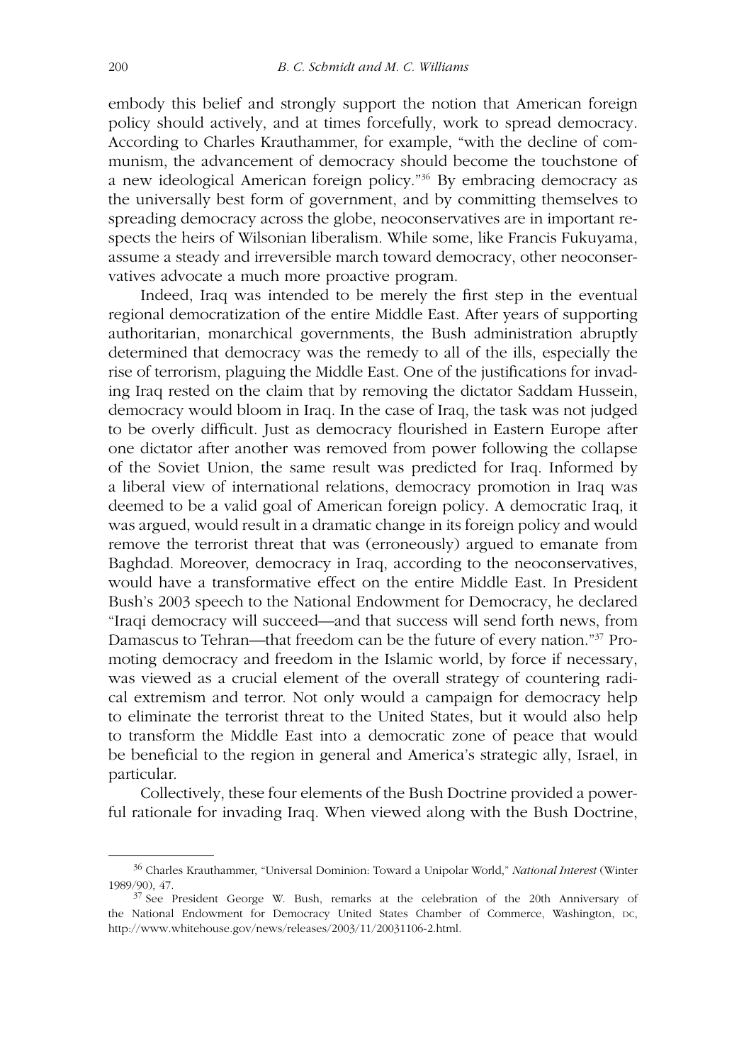embody this belief and strongly support the notion that American foreign policy should actively, and at times forcefully, work to spread democracy. According to Charles Krauthammer, for example, "with the decline of communism, the advancement of democracy should become the touchstone of a new ideological American foreign policy."[36] By embracing democracy as the universally best form of government, and by committing themselves to spreading democracy across the globe, neoconservatives are in important respects the heirs of Wilsonian liberalism. While some, like Francis Fukuyama, assume a steady and irreversible march toward democracy, other neoconservatives advocate a much more proactive program.

Indeed, Iraq was intended to be merely the first step in the eventual regional democratization of the entire Middle East. After years of supporting authoritarian, monarchical governments, the Bush administration abruptly determined that democracy was the remedy to all of the ills, especially the rise of terrorism, plaguing the Middle East. One of the justifications for invading Iraq rested on the claim that by removing the dictator Saddam Hussein, democracy would bloom in Iraq. In the case of Iraq, the task was not judged to be overly difficult. Just as democracy flourished in Eastern Europe after one dictator after another was removed from power following the collapse of the Soviet Union, the same result was predicted for Iraq. Informed by a liberal view of international relations, democracy promotion in Iraq was deemed to be a valid goal of American foreign policy. A democratic Iraq, it was argued, would result in a dramatic change in its foreign policy and would remove the terrorist threat that was (erroneously) argued to emanate from Baghdad. Moreover, democracy in Iraq, according to the neoconservatives, would have a transformative effect on the entire Middle East. In President Bush's 2003 speech to the National Endowment for Democracy, he declared "Iraqi democracy will succeed—and that success will send forth news, from Damascus to Tehran—that freedom can be the future of every nation."[37] Promoting democracy and freedom in the Islamic world, by force if necessary, was viewed as a crucial element of the overall strategy of countering radical extremism and terror. Not only would a campaign for democracy help to eliminate the terrorist threat to the United States, but it would also help to transform the Middle East into a democratic zone of peace that would be beneficial to the region in general and America's strategic ally, Israel, in particular.

Collectively, these four elements of the Bush Doctrine provided a powerful rationale for invading Iraq. When viewed along with the Bush Doctrine,

---

[36] Charles Krauthammer, "Universal Dominion: Toward a Unipolar World," *National Interest* (Winter 1989/90), 47.

[37] See President George W. Bush, remarks at the celebration of the 20th Anniversary of the National Endowment for Democracy United States Chamber of Commerce, Washington, DC, http://www.whitehouse.gov/news/releases/2003/11/20031106-2.html.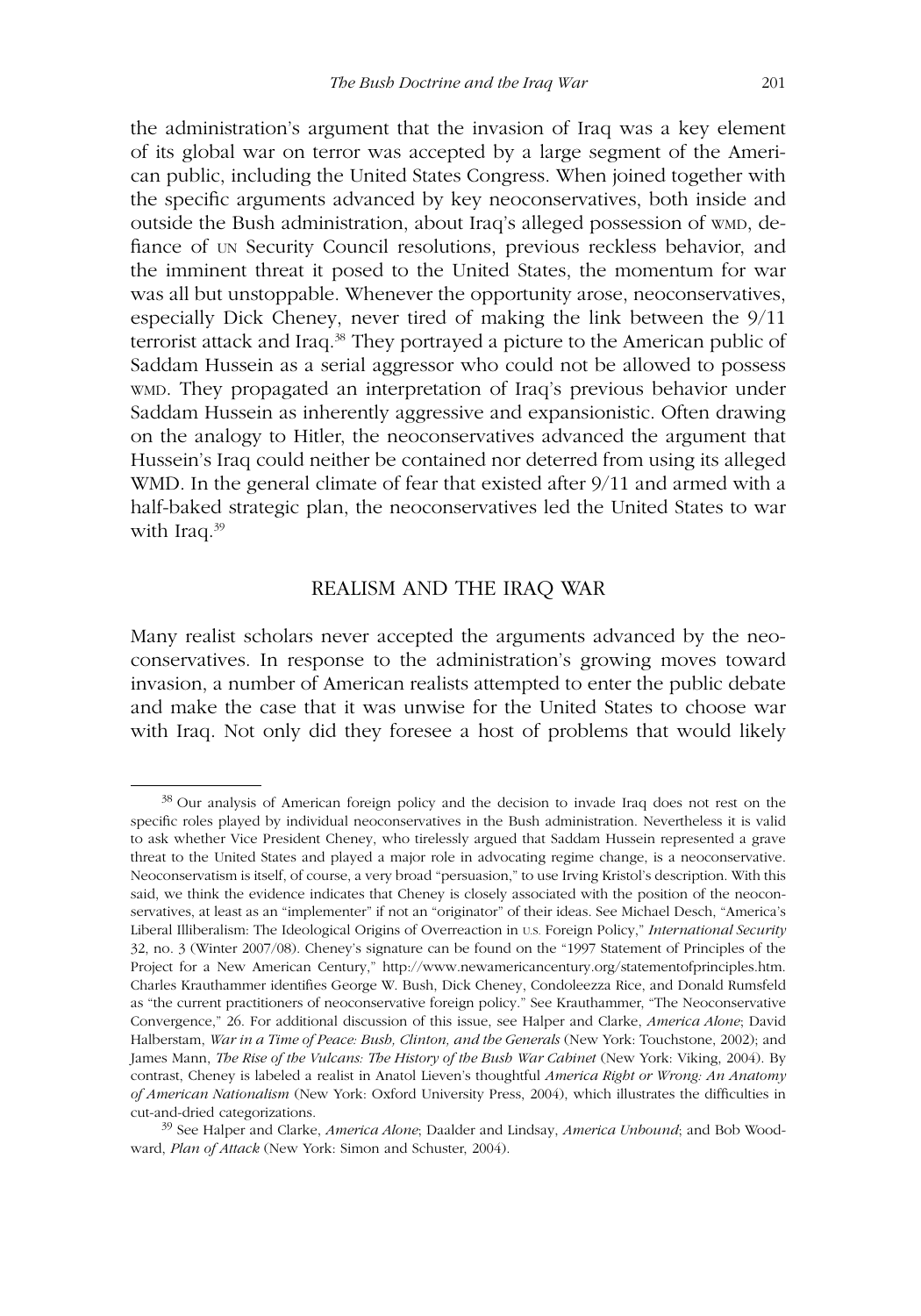the administration's argument that the invasion of Iraq was a key element of its global war on terror was accepted by a large segment of the American public, including the United States Congress. When joined together with the specific arguments advanced by key neoconservatives, both inside and outside the Bush administration, about Iraq's alleged possession of WMD, defiance of UN Security Council resolutions, previous reckless behavior, and the imminent threat it posed to the United States, the momentum for war was all but unstoppable. Whenever the opportunity arose, neoconservatives, especially Dick Cheney, never tired of making the link between the 9/11 terrorist attack and Iraq.[38] They portrayed a picture to the American public of Saddam Hussein as a serial aggressor who could not be allowed to possess WMD. They propagated an interpretation of Iraq's previous behavior under Saddam Hussein as inherently aggressive and expansionistic. Often drawing on the analogy to Hitler, the neoconservatives advanced the argument that Hussein's Iraq could neither be contained nor deterred from using its alleged WMD. In the general climate of fear that existed after 9/11 and armed with a half-baked strategic plan, the neoconservatives led the United States to war with Iraq.[39]

## REALISM AND THE IRAQ WAR

Many realist scholars never accepted the arguments advanced by the neoconservatives. In response to the administration's growing moves toward invasion, a number of American realists attempted to enter the public debate and make the case that it was unwise for the United States to choose war with Iraq. Not only did they foresee a host of problems that would likely

---

[38] Our analysis of American foreign policy and the decision to invade Iraq does not rest on the specific roles played by individual neoconservatives in the Bush administration. Nevertheless it is valid to ask whether Vice President Cheney, who tirelessly argued that Saddam Hussein represented a grave threat to the United States and played a major role in advocating regime change, is a neoconservative. Neoconservatism is itself, of course, a very broad "persuasion," to use Irving Kristol's description. With this said, we think the evidence indicates that Cheney is closely associated with the position of the neoconservatives, at least as an "implementer" if not an "originator" of their ideas. See Michael Desch, "America's Liberal Illiberalism: The Ideological Origins of Overreaction in U.S. Foreign Policy," *International Security* 32, no. 3 (Winter 2007/08). Cheney's signature can be found on the "1997 Statement of Principles of the Project for a New American Century," http://www.newamericancentury.org/statementofprinciples.htm. Charles Krauthammer identifies George W. Bush, Dick Cheney, Condoleezza Rice, and Donald Rumsfeld as "the current practitioners of neoconservative foreign policy." See Krauthammer, "The Neoconservative Convergence," 26. For additional discussion of this issue, see Halper and Clarke, *America Alone*; David Halberstam, *War in a Time of Peace: Bush, Clinton, and the Generals* (New York: Touchstone, 2002); and James Mann, *The Rise of the Vulcans: The History of the Bush War Cabinet* (New York: Viking, 2004). By contrast, Cheney is labeled a realist in Anatol Lieven's thoughtful *America Right or Wrong: An Anatomy of American Nationalism* (New York: Oxford University Press, 2004), which illustrates the difficulties in cut-and-dried categorizations.

[39] See Halper and Clarke, *America Alone*; Daalder and Lindsay, *America Unbound*; and Bob Woodward, *Plan of Attack* (New York: Simon and Schuster, 2004).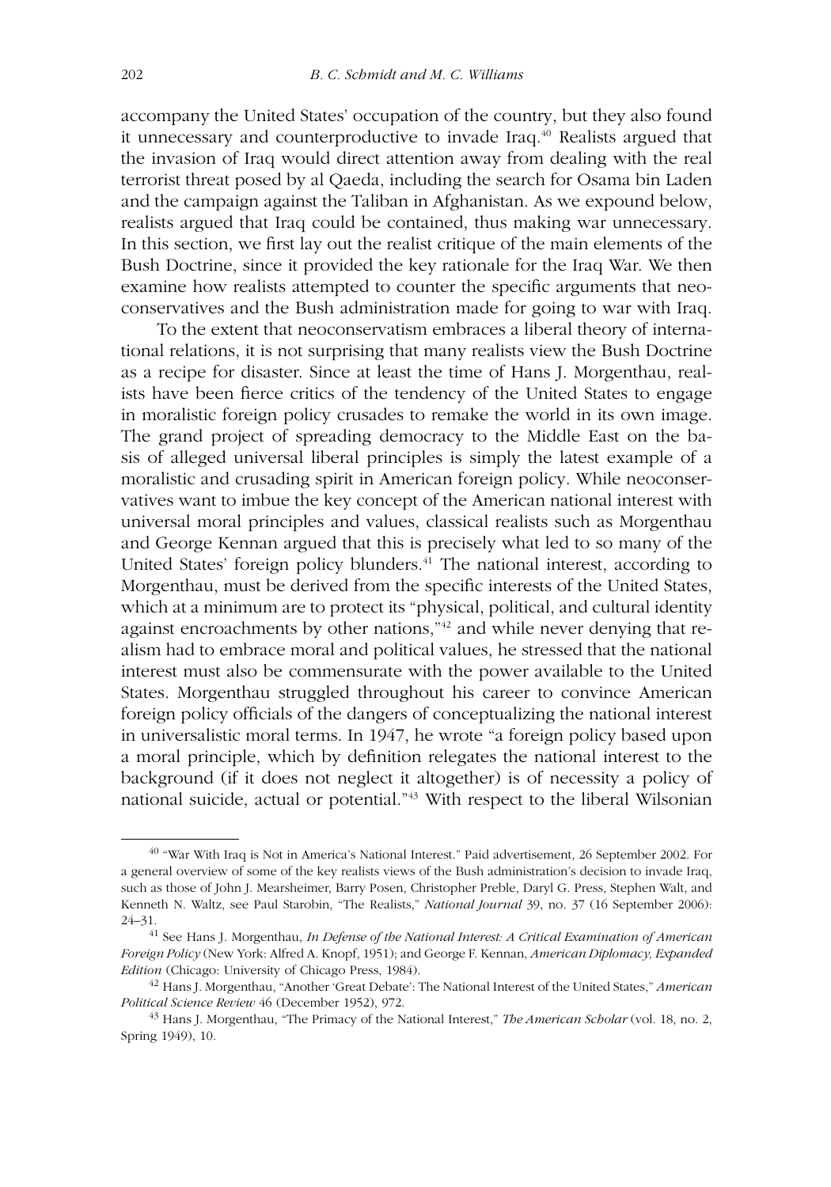accompany the United States' occupation of the country, but they also found it unnecessary and counterproductive to invade Iraq.[40] Realists argued that the invasion of Iraq would direct attention away from dealing with the real terrorist threat posed by al Qaeda, including the search for Osama bin Laden and the campaign against the Taliban in Afghanistan. As we expound below, realists argued that Iraq could be contained, thus making war unnecessary. In this section, we first lay out the realist critique of the main elements of the Bush Doctrine, since it provided the key rationale for the Iraq War. We then examine how realists attempted to counter the specific arguments that neoconservatives and the Bush administration made for going to war with Iraq.

To the extent that neoconservatism embraces a liberal theory of international relations, it is not surprising that many realists view the Bush Doctrine as a recipe for disaster. Since at least the time of Hans J. Morgenthau, realists have been fierce critics of the tendency of the United States to engage in moralistic foreign policy crusades to remake the world in its own image. The grand project of spreading democracy to the Middle East on the basis of alleged universal liberal principles is simply the latest example of a moralistic and crusading spirit in American foreign policy. While neoconservatives want to imbue the key concept of the American national interest with universal moral principles and values, classical realists such as Morgenthau and George Kennan argued that this is precisely what led to so many of the United States' foreign policy blunders.[41] The national interest, according to Morgenthau, must be derived from the specific interests of the United States, which at a minimum are to protect its "physical, political, and cultural identity against encroachments by other nations,"[42] and while never denying that realism had to embrace moral and political values, he stressed that the national interest must also be commensurate with the power available to the United States. Morgenthau struggled throughout his career to convince American foreign policy officials of the dangers of conceptualizing the national interest in universalistic moral terms. In 1947, he wrote "a foreign policy based upon a moral principle, which by definition relegates the national interest to the background (if it does not neglect it altogether) is of necessity a policy of national suicide, actual or potential."[43] With respect to the liberal Wilsonian

---

[40] "War With Iraq is Not in America's National Interest." Paid advertisement, 26 September 2002. For a general overview of some of the key realists views of the Bush administration's decision to invade Iraq, such as those of John J. Mearsheimer, Barry Posen, Christopher Preble, Daryl G. Press, Stephen Walt, and Kenneth N. Waltz, see Paul Starobin, "The Realists," *National Journal* 39, no. 37 (16 September 2006): 24–31.

[41] See Hans J. Morgenthau, *In Defense of the National Interest: A Critical Examination of American Foreign Policy* (New York: Alfred A. Knopf, 1951); and George F. Kennan, *American Diplomacy, Expanded Edition* (Chicago: University of Chicago Press, 1984).

[42] Hans J. Morgenthau, "Another 'Great Debate': The National Interest of the United States," *American Political Science Review* 46 (December 1952), 972.

[43] Hans J. Morgenthau, "The Primacy of the National Interest," *The American Scholar* (vol. 18, no. 2, Spring 1949), 10.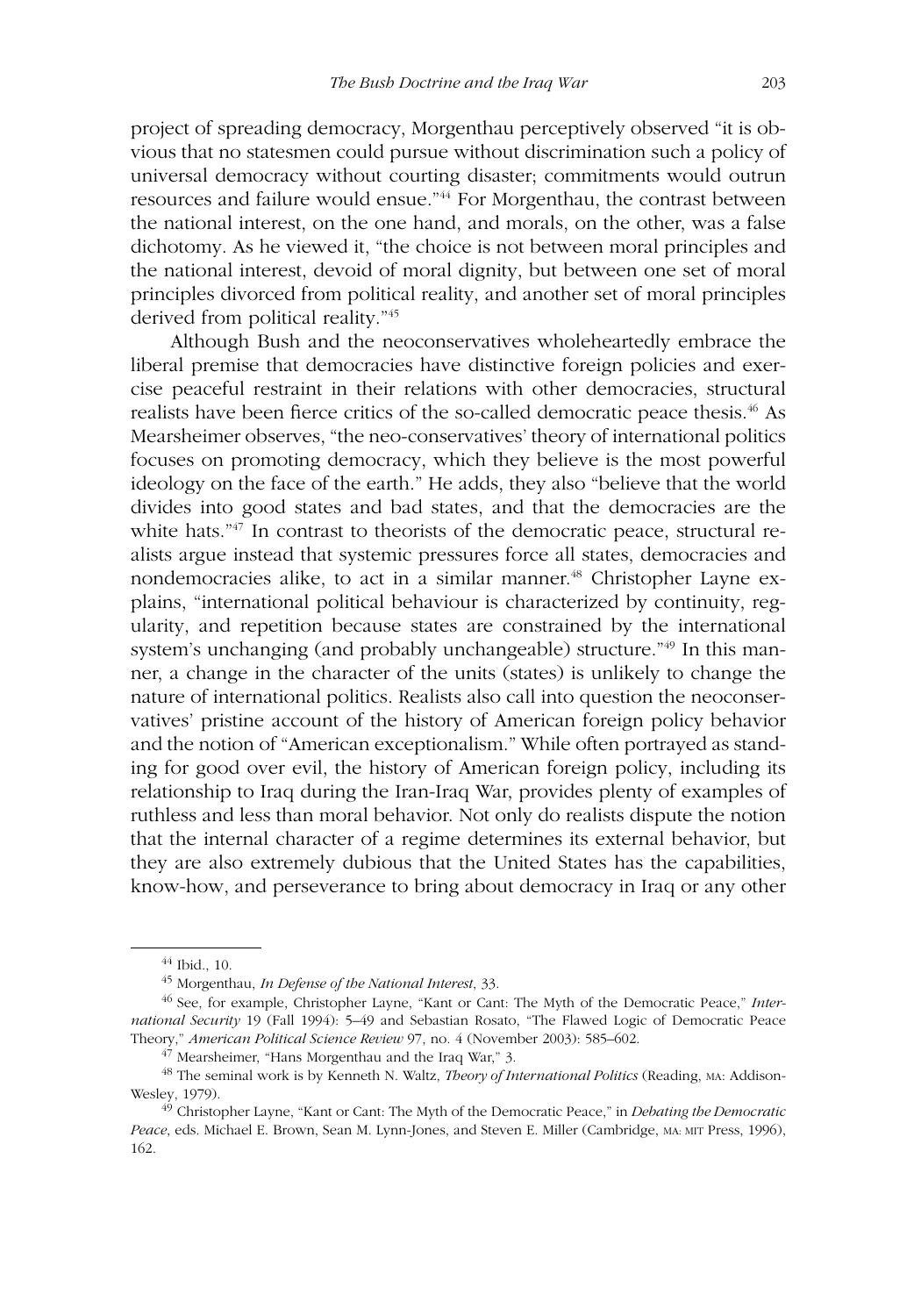project of spreading democracy, Morgenthau perceptively observed "it is obvious that no statesmen could pursue without discrimination such a policy of universal democracy without courting disaster; commitments would outrun resources and failure would ensue."[44] For Morgenthau, the contrast between the national interest, on the one hand, and morals, on the other, was a false dichotomy. As he viewed it, "the choice is not between moral principles and the national interest, devoid of moral dignity, but between one set of moral principles divorced from political reality, and another set of moral principles derived from political reality."[45]

Although Bush and the neoconservatives wholeheartedly embrace the liberal premise that democracies have distinctive foreign policies and exercise peaceful restraint in their relations with other democracies, structural realists have been fierce critics of the so-called democratic peace thesis.[46] As Mearsheimer observes, "the neo-conservatives' theory of international politics focuses on promoting democracy, which they believe is the most powerful ideology on the face of the earth." He adds, they also "believe that the world divides into good states and bad states, and that the democracies are the white hats."[47] In contrast to theorists of the democratic peace, structural realists argue instead that systemic pressures force all states, democracies and nondemocracies alike, to act in a similar manner.[48] Christopher Layne explains, "international political behaviour is characterized by continuity, regularity, and repetition because states are constrained by the international system's unchanging (and probably unchangeable) structure."[49] In this manner, a change in the character of the units (states) is unlikely to change the nature of international politics. Realists also call into question the neoconservatives' pristine account of the history of American foreign policy behavior and the notion of "American exceptionalism." While often portrayed as standing for good over evil, the history of American foreign policy, including its relationship to Iraq during the Iran-Iraq War, provides plenty of examples of ruthless and less than moral behavior. Not only do realists dispute the notion that the internal character of a regime determines its external behavior, but they are also extremely dubious that the United States has the capabilities, know-how, and perseverance to bring about democracy in Iraq or any other

---

[44] Ibid., 10.

[45] Morgenthau, *In Defense of the National Interest*, 33.

[46] See, for example, Christopher Layne, "Kant or Cant: The Myth of the Democratic Peace," *International Security* 19 (Fall 1994): 5–49 and Sebastian Rosato, "The Flawed Logic of Democratic Peace Theory," *American Political Science Review* 97, no. 4 (November 2003): 585–602.

[47] Mearsheimer, "Hans Morgenthau and the Iraq War," 3.

[48] The seminal work is by Kenneth N. Waltz, *Theory of International Politics* (Reading, MA: Addison-Wesley, 1979).

[49] Christopher Layne, "Kant or Cant: The Myth of the Democratic Peace," in *Debating the Democratic Peace*, eds. Michael E. Brown, Sean M. Lynn-Jones, and Steven E. Miller (Cambridge, MA: MIT Press, 1996), 162.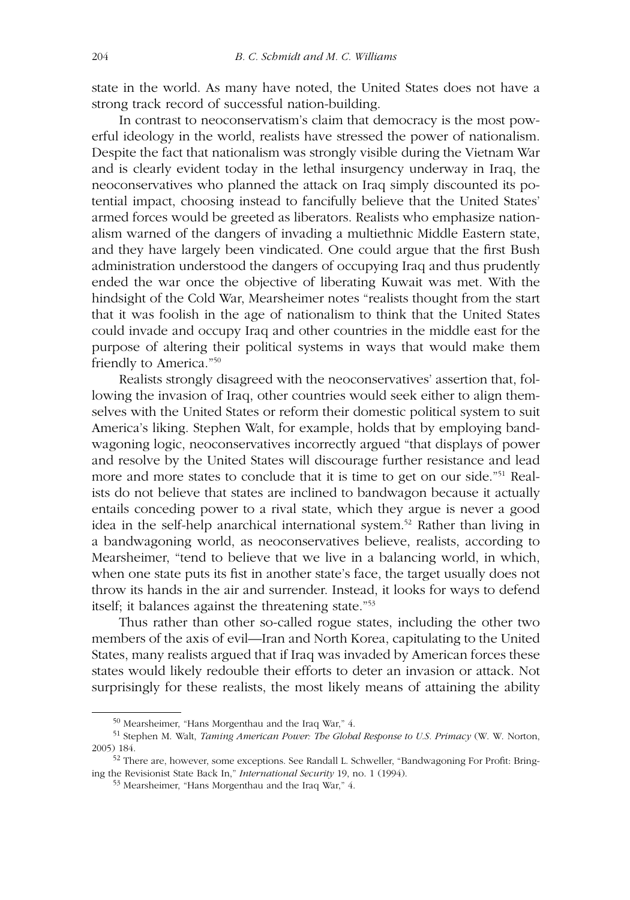state in the world. As many have noted, the United States does not have a strong track record of successful nation-building.

In contrast to neoconservatism's claim that democracy is the most powerful ideology in the world, realists have stressed the power of nationalism. Despite the fact that nationalism was strongly visible during the Vietnam War and is clearly evident today in the lethal insurgency underway in Iraq, the neoconservatives who planned the attack on Iraq simply discounted its potential impact, choosing instead to fancifully believe that the United States' armed forces would be greeted as liberators. Realists who emphasize nationalism warned of the dangers of invading a multiethnic Middle Eastern state, and they have largely been vindicated. One could argue that the first Bush administration understood the dangers of occupying Iraq and thus prudently ended the war once the objective of liberating Kuwait was met. With the hindsight of the Cold War, Mearsheimer notes "realists thought from the start that it was foolish in the age of nationalism to think that the United States could invade and occupy Iraq and other countries in the middle east for the purpose of altering their political systems in ways that would make them friendly to America."[50]

Realists strongly disagreed with the neoconservatives' assertion that, following the invasion of Iraq, other countries would seek either to align themselves with the United States or reform their domestic political system to suit America's liking. Stephen Walt, for example, holds that by employing bandwagoning logic, neoconservatives incorrectly argued "that displays of power and resolve by the United States will discourage further resistance and lead more and more states to conclude that it is time to get on our side."[51] Realists do not believe that states are inclined to bandwagon because it actually entails conceding power to a rival state, which they argue is never a good idea in the self-help anarchical international system.[52] Rather than living in a bandwagoning world, as neoconservatives believe, realists, according to Mearsheimer, "tend to believe that we live in a balancing world, in which, when one state puts its fist in another state's face, the target usually does not throw its hands in the air and surrender. Instead, it looks for ways to defend itself; it balances against the threatening state."[53]

Thus rather than other so-called rogue states, including the other two members of the axis of evil—Iran and North Korea, capitulating to the United States, many realists argued that if Iraq was invaded by American forces these states would likely redouble their efforts to deter an invasion or attack. Not surprisingly for these realists, the most likely means of attaining the ability

---

[50] Mearsheimer, "Hans Morgenthau and the Iraq War," 4.

[51] Stephen M. Walt, *Taming American Power: The Global Response to U.S. Primacy* (W. W. Norton, 2005) 184.

[52] There are, however, some exceptions. See Randall L. Schweller, "Bandwagoning For Profit: Bringing the Revisionist State Back In," *International Security* 19, no. 1 (1994).

[53] Mearsheimer, "Hans Morgenthau and the Iraq War," 4.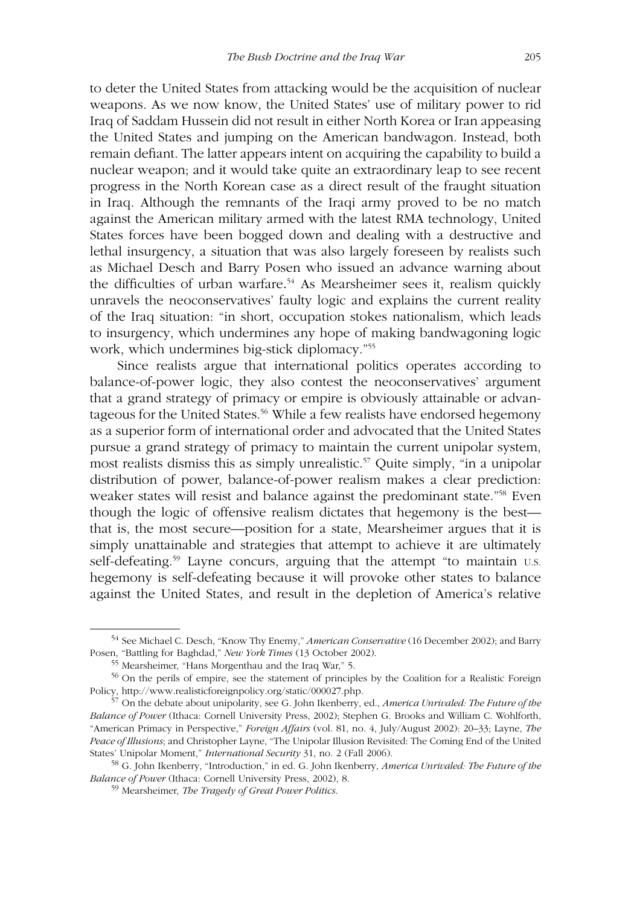to deter the United States from attacking would be the acquisition of nuclear weapons. As we now know, the United States' use of military power to rid Iraq of Saddam Hussein did not result in either North Korea or Iran appeasing the United States and jumping on the American bandwagon. Instead, both remain defiant. The latter appears intent on acquiring the capability to build a nuclear weapon; and it would take quite an extraordinary leap to see recent progress in the North Korean case as a direct result of the fraught situation in Iraq. Although the remnants of the Iraqi army proved to be no match against the American military armed with the latest RMA technology, United States forces have been bogged down and dealing with a destructive and lethal insurgency, a situation that was also largely foreseen by realists such as Michael Desch and Barry Posen who issued an advance warning about the difficulties of urban warfare.[54] As Mearsheimer sees it, realism quickly unravels the neoconservatives' faulty logic and explains the current reality of the Iraq situation: "in short, occupation stokes nationalism, which leads to insurgency, which undermines any hope of making bandwagoning logic work, which undermines big-stick diplomacy."[55]

Since realists argue that international politics operates according to balance-of-power logic, they also contest the neoconservatives' argument that a grand strategy of primacy or empire is obviously attainable or advantageous for the United States.[56] While a few realists have endorsed hegemony as a superior form of international order and advocated that the United States pursue a grand strategy of primacy to maintain the current unipolar system, most realists dismiss this as simply unrealistic.[57] Quite simply, "in a unipolar distribution of power, balance-of-power realism makes a clear prediction: weaker states will resist and balance against the predominant state."[58] Even though the logic of offensive realism dictates that hegemony is the best—that is, the most secure—position for a state, Mearsheimer argues that it is simply unattainable and strategies that attempt to achieve it are ultimately self-defeating.[59] Layne concurs, arguing that the attempt "to maintain U.S. hegemony is self-defeating because it will provoke other states to balance against the United States, and result in the depletion of America's relative

---

[54] See Michael C. Desch, "Know Thy Enemy," *American Conservative* (16 December 2002); and Barry Posen, "Battling for Baghdad," *New York Times* (13 October 2002).

[55] Mearsheimer, "Hans Morgenthau and the Iraq War," 5.

[56] On the perils of empire, see the statement of principles by the Coalition for a Realistic Foreign Policy, http://www.realisticforeignpolicy.org/static/000027.php.

[57] On the debate about unipolarity, see G. John Ikenberry, ed., *America Unrivaled: The Future of the Balance of Power* (Ithaca: Cornell University Press, 2002); Stephen G. Brooks and William C. Wohlforth, "American Primacy in Perspective," *Foreign Affairs* (vol. 81, no. 4, July/August 2002): 20–33; Layne, *The Peace of Illusions*; and Christopher Layne, "The Unipolar Illusion Revisited: The Coming End of the United States' Unipolar Moment," *International Security* 31, no. 2 (Fall 2006).

[58] G. John Ikenberry, "Introduction," in ed. G. John Ikenberry, *America Unrivaled: The Future of the Balance of Power* (Ithaca: Cornell University Press, 2002), 8.

[59] Mearsheimer, *The Tragedy of Great Power Politics*.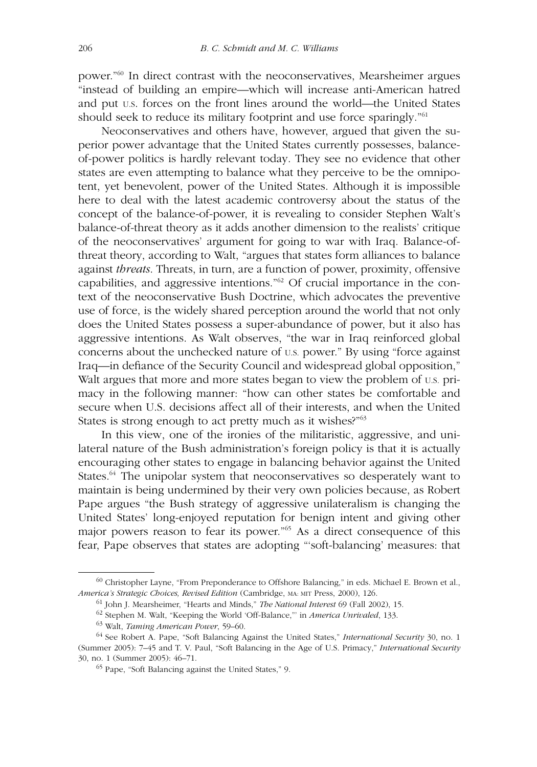power."[60] In direct contrast with the neoconservatives, Mearsheimer argues "instead of building an empire—which will increase anti-American hatred and put U.S. forces on the front lines around the world—the United States should seek to reduce its military footprint and use force sparingly."[61]

Neoconservatives and others have, however, argued that given the superior power advantage that the United States currently possesses, balance-of-power politics is hardly relevant today. They see no evidence that other states are even attempting to balance what they perceive to be the omnipotent, yet benevolent, power of the United States. Although it is impossible here to deal with the latest academic controversy about the status of the concept of the balance-of-power, it is revealing to consider Stephen Walt's balance-of-threat theory as it adds another dimension to the realists' critique of the neoconservatives' argument for going to war with Iraq. Balance-of-threat theory, according to Walt, "argues that states form alliances to balance against *threats*. Threats, in turn, are a function of power, proximity, offensive capabilities, and aggressive intentions."[62] Of crucial importance in the context of the neoconservative Bush Doctrine, which advocates the preventive use of force, is the widely shared perception around the world that not only does the United States possess a super-abundance of power, but it also has aggressive intentions. As Walt observes, "the war in Iraq reinforced global concerns about the unchecked nature of U.S. power." By using "force against Iraq—in defiance of the Security Council and widespread global opposition," Walt argues that more and more states began to view the problem of U.S. primacy in the following manner: "how can other states be comfortable and secure when U.S. decisions affect all of their interests, and when the United States is strong enough to act pretty much as it wishes?"[63]

In this view, one of the ironies of the militaristic, aggressive, and unilateral nature of the Bush administration's foreign policy is that it is actually encouraging other states to engage in balancing behavior against the United States.[64] The unipolar system that neoconservatives so desperately want to maintain is being undermined by their very own policies because, as Robert Pape argues "the Bush strategy of aggressive unilateralism is changing the United States' long-enjoyed reputation for benign intent and giving other major powers reason to fear its power."[65] As a direct consequence of this fear, Pape observes that states are adopting "'soft-balancing' measures: that

---

[60] Christopher Layne, "From Preponderance to Offshore Balancing," in eds. Michael E. Brown et al., *America's Strategic Choices, Revised Edition* (Cambridge, MA: MIT Press, 2000), 126.

[61] John J. Mearsheimer, "Hearts and Minds," *The National Interest* 69 (Fall 2002), 15.

[62] Stephen M. Walt, "Keeping the World 'Off-Balance,'" in *America Unrivaled*, 133.

[63] Walt, *Taming American Power*, 59–60.

[64] See Robert A. Pape, "Soft Balancing Against the United States," *International Security* 30, no. 1 (Summer 2005): 7–45 and T. V. Paul, "Soft Balancing in the Age of U.S. Primacy," *International Security* 30, no. 1 (Summer 2005): 46–71.

[65] Pape, "Soft Balancing against the United States," 9.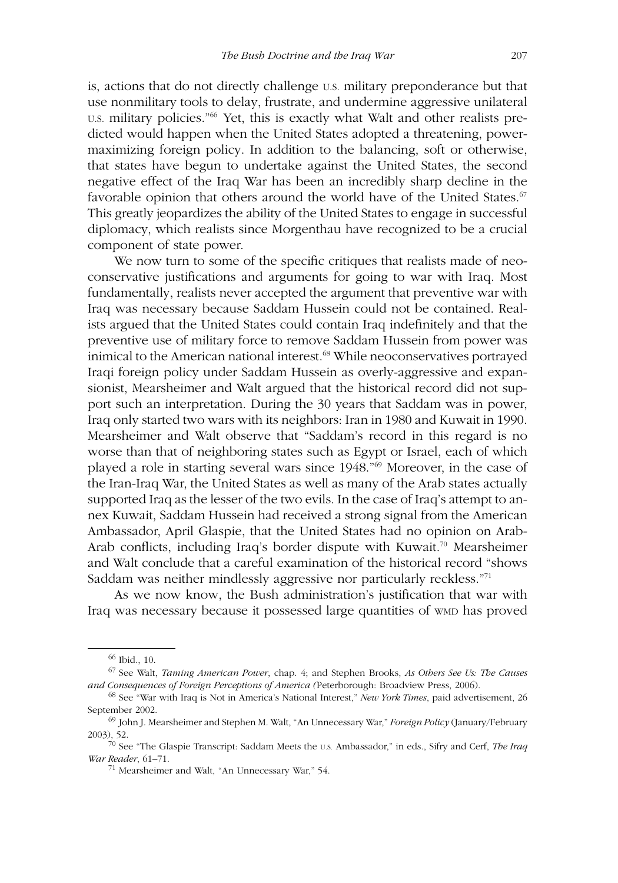is, actions that do not directly challenge U.S. military preponderance but that use nonmilitary tools to delay, frustrate, and undermine aggressive unilateral U.S. military policies."[66] Yet, this is exactly what Walt and other realists predicted would happen when the United States adopted a threatening, power-maximizing foreign policy. In addition to the balancing, soft or otherwise, that states have begun to undertake against the United States, the second negative effect of the Iraq War has been an incredibly sharp decline in the favorable opinion that others around the world have of the United States.[67] This greatly jeopardizes the ability of the United States to engage in successful diplomacy, which realists since Morgenthau have recognized to be a crucial component of state power.

We now turn to some of the specific critiques that realists made of neoconservative justifications and arguments for going to war with Iraq. Most fundamentally, realists never accepted the argument that preventive war with Iraq was necessary because Saddam Hussein could not be contained. Realists argued that the United States could contain Iraq indefinitely and that the preventive use of military force to remove Saddam Hussein from power was inimical to the American national interest.[68] While neoconservatives portrayed Iraqi foreign policy under Saddam Hussein as overly-aggressive and expansionist, Mearsheimer and Walt argued that the historical record did not support such an interpretation. During the 30 years that Saddam was in power, Iraq only started two wars with its neighbors: Iran in 1980 and Kuwait in 1990. Mearsheimer and Walt observe that "Saddam's record in this regard is no worse than that of neighboring states such as Egypt or Israel, each of which played a role in starting several wars since 1948."[69] Moreover, in the case of the Iran-Iraq War, the United States as well as many of the Arab states actually supported Iraq as the lesser of the two evils. In the case of Iraq's attempt to annex Kuwait, Saddam Hussein had received a strong signal from the American Ambassador, April Glaspie, that the United States had no opinion on Arab-Arab conflicts, including Iraq's border dispute with Kuwait.[70] Mearsheimer and Walt conclude that a careful examination of the historical record "shows Saddam was neither mindlessly aggressive nor particularly reckless."[71]

As we now know, the Bush administration's justification that war with Iraq was necessary because it possessed large quantities of WMD has proved

---

[66] Ibid., 10.

[67] See Walt, *Taming American Power*, chap. 4; and Stephen Brooks, *As Others See Us: The Causes and Consequences of Foreign Perceptions of America* (Peterborough: Broadview Press, 2006).

[68] See "War with Iraq is Not in America's National Interest," *New York Times*, paid advertisement, 26 September 2002.

[69] John J. Mearsheimer and Stephen M. Walt, "An Unnecessary War," *Foreign Policy* (January/February 2003), 52.

[70] See "The Glaspie Transcript: Saddam Meets the U.S. Ambassador," in eds., Sifry and Cerf, *The Iraq War Reader*, 61–71.

[71] Mearsheimer and Walt, "An Unnecessary War," 54.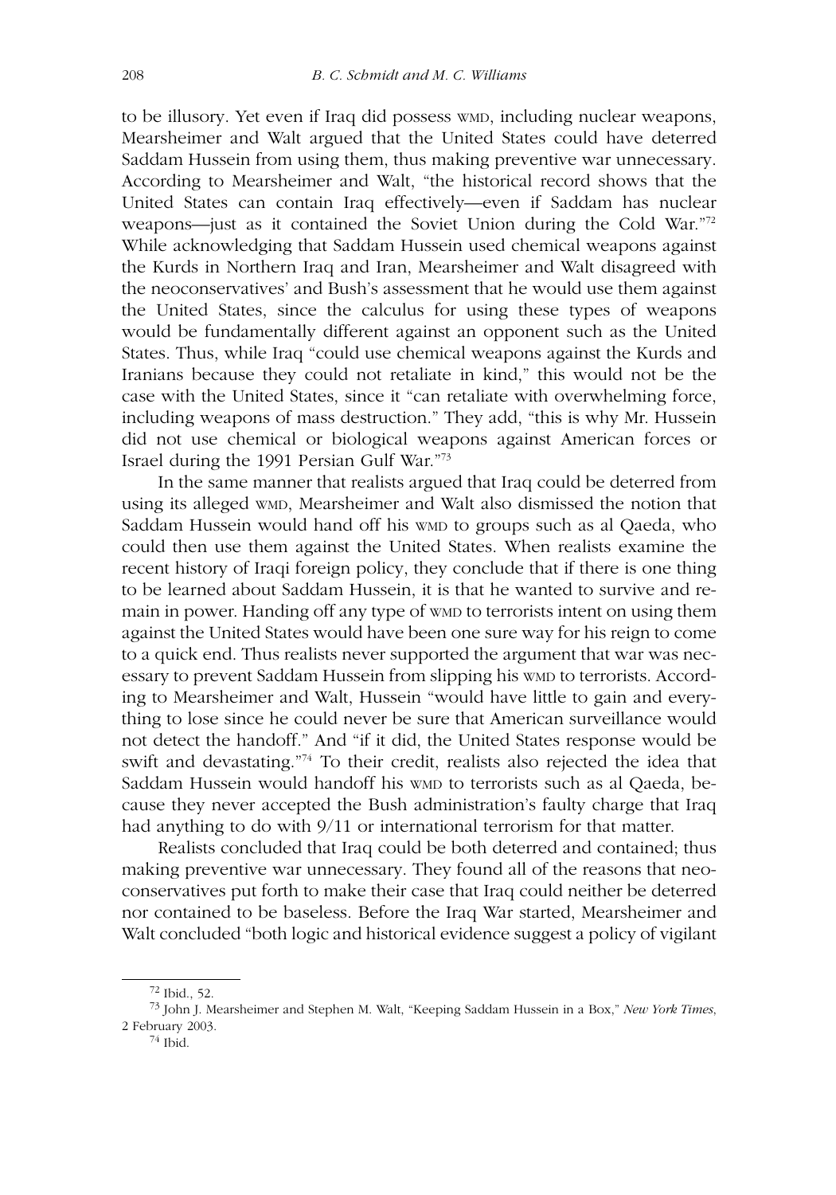to be illusory. Yet even if Iraq did possess WMD, including nuclear weapons, Mearsheimer and Walt argued that the United States could have deterred Saddam Hussein from using them, thus making preventive war unnecessary. According to Mearsheimer and Walt, "the historical record shows that the United States can contain Iraq effectively—even if Saddam has nuclear weapons—just as it contained the Soviet Union during the Cold War."[72] While acknowledging that Saddam Hussein used chemical weapons against the Kurds in Northern Iraq and Iran, Mearsheimer and Walt disagreed with the neoconservatives' and Bush's assessment that he would use them against the United States, since the calculus for using these types of weapons would be fundamentally different against an opponent such as the United States. Thus, while Iraq "could use chemical weapons against the Kurds and Iranians because they could not retaliate in kind," this would not be the case with the United States, since it "can retaliate with overwhelming force, including weapons of mass destruction." They add, "this is why Mr. Hussein did not use chemical or biological weapons against American forces or Israel during the 1991 Persian Gulf War."[73]

In the same manner that realists argued that Iraq could be deterred from using its alleged WMD, Mearsheimer and Walt also dismissed the notion that Saddam Hussein would hand off his WMD to groups such as al Qaeda, who could then use them against the United States. When realists examine the recent history of Iraqi foreign policy, they conclude that if there is one thing to be learned about Saddam Hussein, it is that he wanted to survive and remain in power. Handing off any type of WMD to terrorists intent on using them against the United States would have been one sure way for his reign to come to a quick end. Thus realists never supported the argument that war was necessary to prevent Saddam Hussein from slipping his WMD to terrorists. According to Mearsheimer and Walt, Hussein "would have little to gain and everything to lose since he could never be sure that American surveillance would not detect the handoff." And "if it did, the United States response would be swift and devastating."[74] To their credit, realists also rejected the idea that Saddam Hussein would handoff his WMD to terrorists such as al Qaeda, because they never accepted the Bush administration's faulty charge that Iraq had anything to do with 9/11 or international terrorism for that matter.

Realists concluded that Iraq could be both deterred and contained; thus making preventive war unnecessary. They found all of the reasons that neoconservatives put forth to make their case that Iraq could neither be deterred nor contained to be baseless. Before the Iraq War started, Mearsheimer and Walt concluded "both logic and historical evidence suggest a policy of vigilant

[72] Ibid., 52.

[73] John J. Mearsheimer and Stephen M. Walt, "Keeping Saddam Hussein in a Box," *New York Times*, 2 February 2003.

[74] Ibid.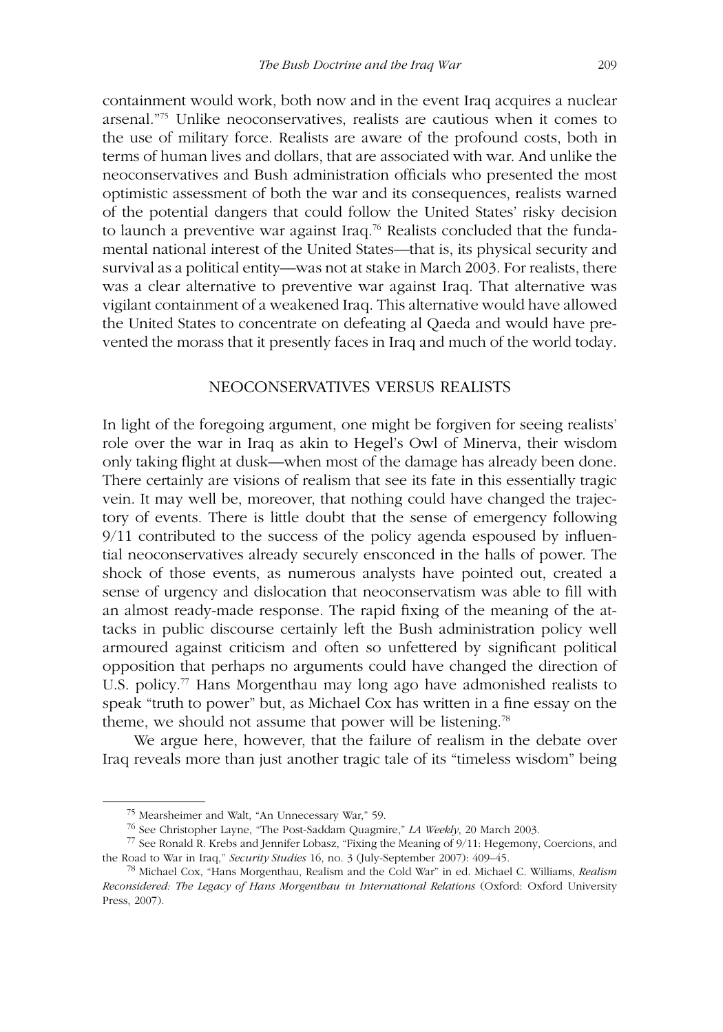containment would work, both now and in the event Iraq acquires a nuclear arsenal."[75] Unlike neoconservatives, realists are cautious when it comes to the use of military force. Realists are aware of the profound costs, both in terms of human lives and dollars, that are associated with war. And unlike the neoconservatives and Bush administration officials who presented the most optimistic assessment of both the war and its consequences, realists warned of the potential dangers that could follow the United States' risky decision to launch a preventive war against Iraq.[76] Realists concluded that the fundamental national interest of the United States—that is, its physical security and survival as a political entity—was not at stake in March 2003. For realists, there was a clear alternative to preventive war against Iraq. That alternative was vigilant containment of a weakened Iraq. This alternative would have allowed the United States to concentrate on defeating al Qaeda and would have prevented the morass that it presently faces in Iraq and much of the world today.

## NEOCONSERVATIVES VERSUS REALISTS

In light of the foregoing argument, one might be forgiven for seeing realists' role over the war in Iraq as akin to Hegel's Owl of Minerva, their wisdom only taking flight at dusk—when most of the damage has already been done. There certainly are visions of realism that see its fate in this essentially tragic vein. It may well be, moreover, that nothing could have changed the trajectory of events. There is little doubt that the sense of emergency following 9/11 contributed to the success of the policy agenda espoused by influential neoconservatives already securely ensconced in the halls of power. The shock of those events, as numerous analysts have pointed out, created a sense of urgency and dislocation that neoconservatism was able to fill with an almost ready-made response. The rapid fixing of the meaning of the attacks in public discourse certainly left the Bush administration policy well armoured against criticism and often so unfettered by significant political opposition that perhaps no arguments could have changed the direction of U.S. policy.[77] Hans Morgenthau may long ago have admonished realists to speak "truth to power" but, as Michael Cox has written in a fine essay on the theme, we should not assume that power will be listening.[78]

We argue here, however, that the failure of realism in the debate over Iraq reveals more than just another tragic tale of its "timeless wisdom" being

---

[75] Mearsheimer and Walt, "An Unnecessary War," 59.

[76] See Christopher Layne, "The Post-Saddam Quagmire," *LA Weekly*, 20 March 2003.

[77] See Ronald R. Krebs and Jennifer Lobasz, "Fixing the Meaning of 9/11: Hegemony, Coercions, and the Road to War in Iraq," *Security Studies* 16, no. 3 (July-September 2007): 409–45.

[78] Michael Cox, "Hans Morgenthau, Realism and the Cold War" in ed. Michael C. Williams, *Realism Reconsidered: The Legacy of Hans Morgenthau in International Relations* (Oxford: Oxford University Press, 2007).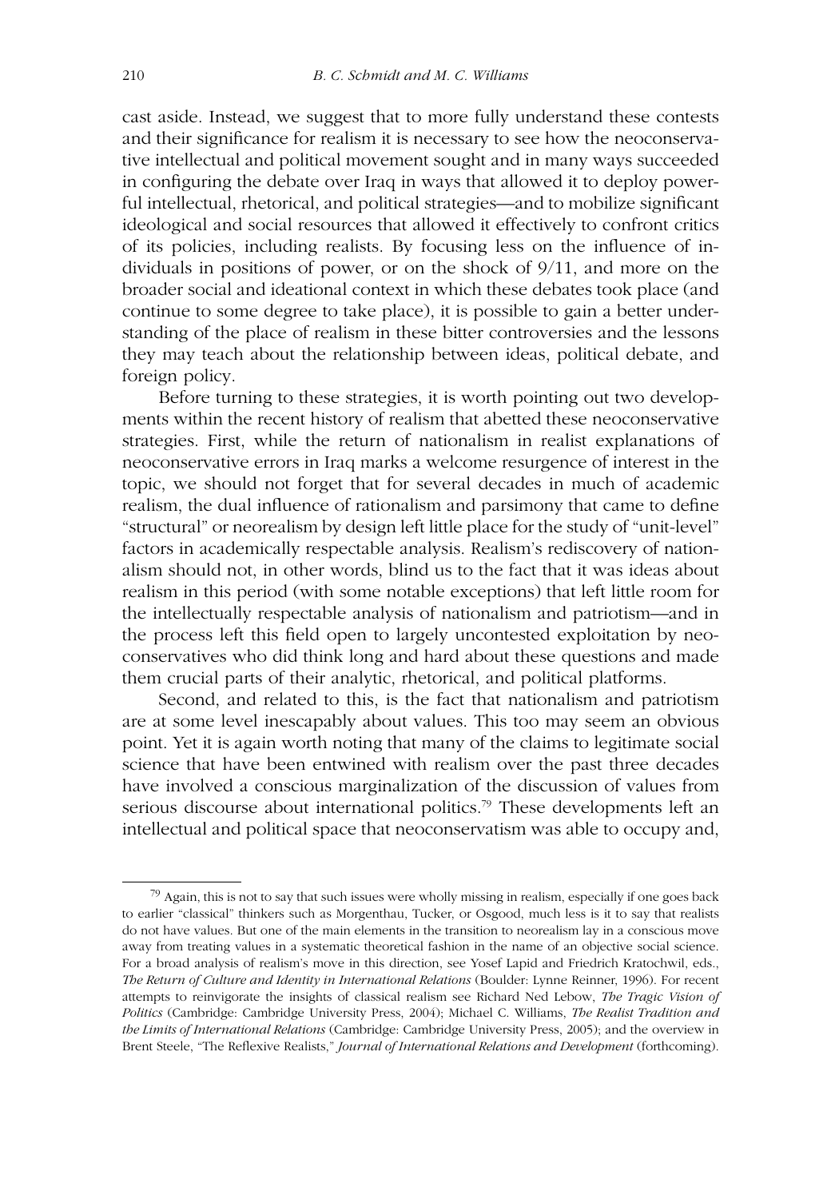cast aside. Instead, we suggest that to more fully understand these contests and their significance for realism it is necessary to see how the neoconservative intellectual and political movement sought and in many ways succeeded in configuring the debate over Iraq in ways that allowed it to deploy powerful intellectual, rhetorical, and political strategies—and to mobilize significant ideological and social resources that allowed it effectively to confront critics of its policies, including realists. By focusing less on the influence of individuals in positions of power, or on the shock of 9/11, and more on the broader social and ideational context in which these debates took place (and continue to some degree to take place), it is possible to gain a better understanding of the place of realism in these bitter controversies and the lessons they may teach about the relationship between ideas, political debate, and foreign policy.

Before turning to these strategies, it is worth pointing out two developments within the recent history of realism that abetted these neoconservative strategies. First, while the return of nationalism in realist explanations of neoconservative errors in Iraq marks a welcome resurgence of interest in the topic, we should not forget that for several decades in much of academic realism, the dual influence of rationalism and parsimony that came to define "structural" or neorealism by design left little place for the study of "unit-level" factors in academically respectable analysis. Realism's rediscovery of nationalism should not, in other words, blind us to the fact that it was ideas about realism in this period (with some notable exceptions) that left little room for the intellectually respectable analysis of nationalism and patriotism—and in the process left this field open to largely uncontested exploitation by neoconservatives who did think long and hard about these questions and made them crucial parts of their analytic, rhetorical, and political platforms.

Second, and related to this, is the fact that nationalism and patriotism are at some level inescapably about values. This too may seem an obvious point. Yet it is again worth noting that many of the claims to legitimate social science that have been entwined with realism over the past three decades have involved a conscious marginalization of the discussion of values from serious discourse about international politics.[79] These developments left an intellectual and political space that neoconservatism was able to occupy and,

[79] Again, this is not to say that such issues were wholly missing in realism, especially if one goes back to earlier "classical" thinkers such as Morgenthau, Tucker, or Osgood, much less is it to say that realists do not have values. But one of the main elements in the transition to neorealism lay in a conscious move away from treating values in a systematic theoretical fashion in the name of an objective social science. For a broad analysis of realism's move in this direction, see Yosef Lapid and Friedrich Kratochwil, eds., *The Return of Culture and Identity in International Relations* (Boulder: Lynne Reinner, 1996). For recent attempts to reinvigorate the insights of classical realism see Richard Ned Lebow, *The Tragic Vision of Politics* (Cambridge: Cambridge University Press, 2004); Michael C. Williams, *The Realist Tradition and the Limits of International Relations* (Cambridge: Cambridge University Press, 2005); and the overview in Brent Steele, "The Reflexive Realists," *Journal of International Relations and Development* (forthcoming).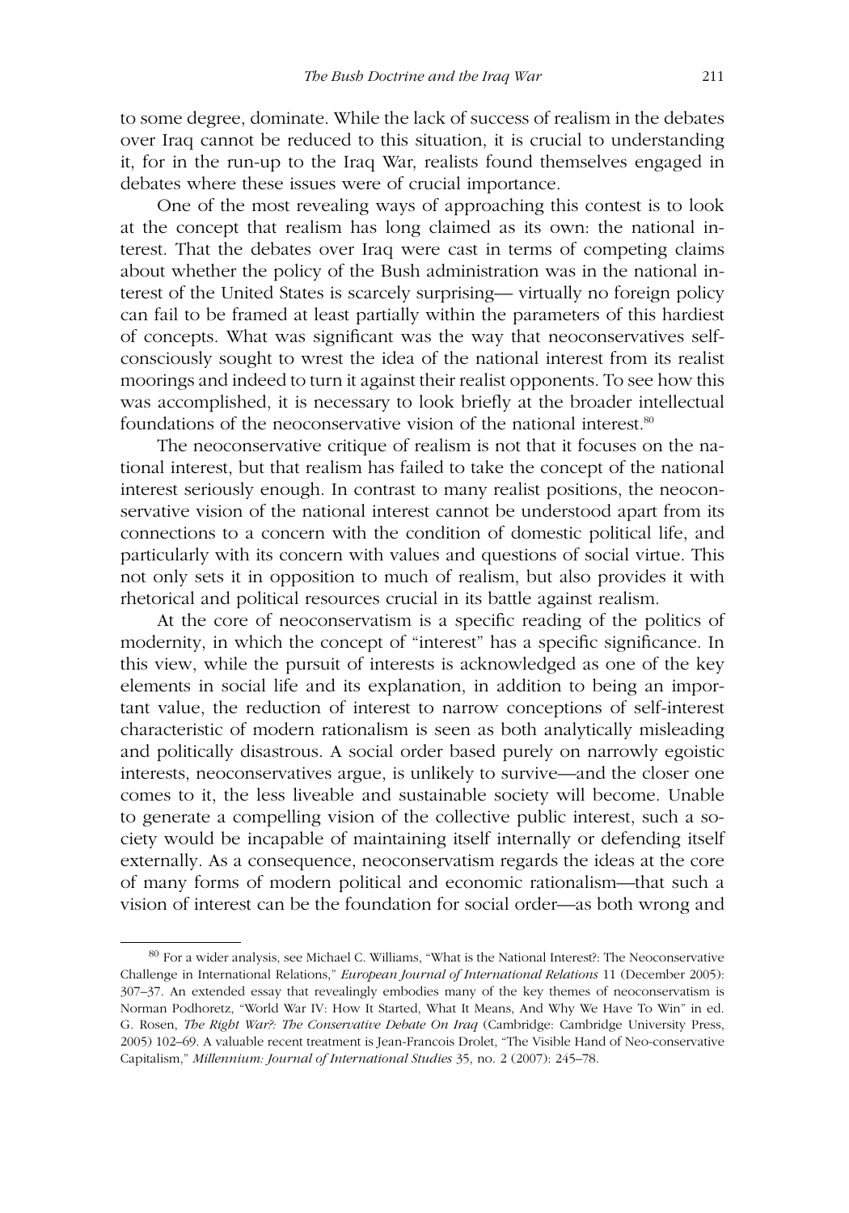to some degree, dominate. While the lack of success of realism in the debates over Iraq cannot be reduced to this situation, it is crucial to understanding it, for in the run-up to the Iraq War, realists found themselves engaged in debates where these issues were of crucial importance.

One of the most revealing ways of approaching this contest is to look at the concept that realism has long claimed as its own: the national interest. That the debates over Iraq were cast in terms of competing claims about whether the policy of the Bush administration was in the national interest of the United States is scarcely surprising— virtually no foreign policy can fail to be framed at least partially within the parameters of this hardiest of concepts. What was significant was the way that neoconservatives self-consciously sought to wrest the idea of the national interest from its realist moorings and indeed to turn it against their realist opponents. To see how this was accomplished, it is necessary to look briefly at the broader intellectual foundations of the neoconservative vision of the national interest.[80]

The neoconservative critique of realism is not that it focuses on the national interest, but that realism has failed to take the concept of the national interest seriously enough. In contrast to many realist positions, the neoconservative vision of the national interest cannot be understood apart from its connections to a concern with the condition of domestic political life, and particularly with its concern with values and questions of social virtue. This not only sets it in opposition to much of realism, but also provides it with rhetorical and political resources crucial in its battle against realism.

At the core of neoconservatism is a specific reading of the politics of modernity, in which the concept of "interest" has a specific significance. In this view, while the pursuit of interests is acknowledged as one of the key elements in social life and its explanation, in addition to being an important value, the reduction of interest to narrow conceptions of self-interest characteristic of modern rationalism is seen as both analytically misleading and politically disastrous. A social order based purely on narrowly egoistic interests, neoconservatives argue, is unlikely to survive—and the closer one comes to it, the less liveable and sustainable society will become. Unable to generate a compelling vision of the collective public interest, such a society would be incapable of maintaining itself internally or defending itself externally. As a consequence, neoconservatism regards the ideas at the core of many forms of modern political and economic rationalism—that such a vision of interest can be the foundation for social order—as both wrong and

[80] For a wider analysis, see Michael C. Williams, "What is the National Interest?: The Neoconservative Challenge in International Relations," *European Journal of International Relations* 11 (December 2005): 307–37. An extended essay that revealingly embodies many of the key themes of neoconservatism is Norman Podhoretz, "World War IV: How It Started, What It Means, And Why We Have To Win" in ed. G. Rosen, *The Right War?: The Conservative Debate On Iraq* (Cambridge: Cambridge University Press, 2005) 102–69. A valuable recent treatment is Jean-Francois Drolet, "The Visible Hand of Neo-conservative Capitalism," *Millennium: Journal of International Studies* 35, no. 2 (2007): 245–78.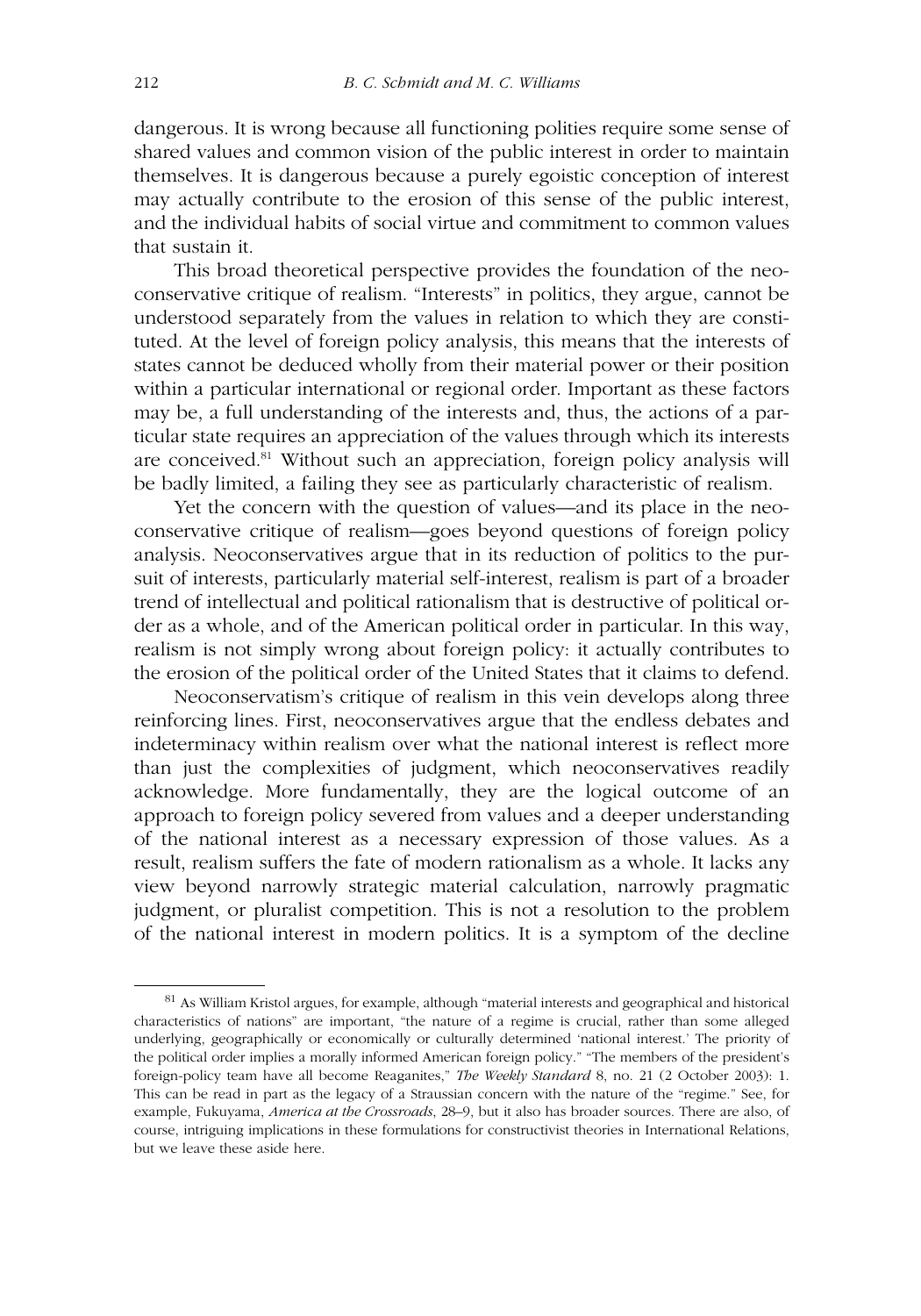dangerous. It is wrong because all functioning polities require some sense of shared values and common vision of the public interest in order to maintain themselves. It is dangerous because a purely egoistic conception of interest may actually contribute to the erosion of this sense of the public interest, and the individual habits of social virtue and commitment to common values that sustain it.

This broad theoretical perspective provides the foundation of the neoconservative critique of realism. "Interests" in politics, they argue, cannot be understood separately from the values in relation to which they are constituted. At the level of foreign policy analysis, this means that the interests of states cannot be deduced wholly from their material power or their position within a particular international or regional order. Important as these factors may be, a full understanding of the interests and, thus, the actions of a particular state requires an appreciation of the values through which its interests are conceived.[81] Without such an appreciation, foreign policy analysis will be badly limited, a failing they see as particularly characteristic of realism.

Yet the concern with the question of values—and its place in the neoconservative critique of realism—goes beyond questions of foreign policy analysis. Neoconservatives argue that in its reduction of politics to the pursuit of interests, particularly material self-interest, realism is part of a broader trend of intellectual and political rationalism that is destructive of political order as a whole, and of the American political order in particular. In this way, realism is not simply wrong about foreign policy: it actually contributes to the erosion of the political order of the United States that it claims to defend.

Neoconservatism's critique of realism in this vein develops along three reinforcing lines. First, neoconservatives argue that the endless debates and indeterminacy within realism over what the national interest is reflect more than just the complexities of judgment, which neoconservatives readily acknowledge. More fundamentally, they are the logical outcome of an approach to foreign policy severed from values and a deeper understanding of the national interest as a necessary expression of those values. As a result, realism suffers the fate of modern rationalism as a whole. It lacks any view beyond narrowly strategic material calculation, narrowly pragmatic judgment, or pluralist competition. This is not a resolution to the problem of the national interest in modern politics. It is a symptom of the decline

[81] As William Kristol argues, for example, although "material interests and geographical and historical characteristics of nations" are important, "the nature of a regime is crucial, rather than some alleged underlying, geographically or economically or culturally determined 'national interest.' The priority of the political order implies a morally informed American foreign policy." "The members of the president's foreign-policy team have all become Reaganites," *The Weekly Standard* 8, no. 21 (2 October 2003): 1. This can be read in part as the legacy of a Straussian concern with the nature of the "regime." See, for example, Fukuyama, *America at the Crossroads*, 28–9, but it also has broader sources. There are also, of course, intriguing implications in these formulations for constructivist theories in International Relations, but we leave these aside here.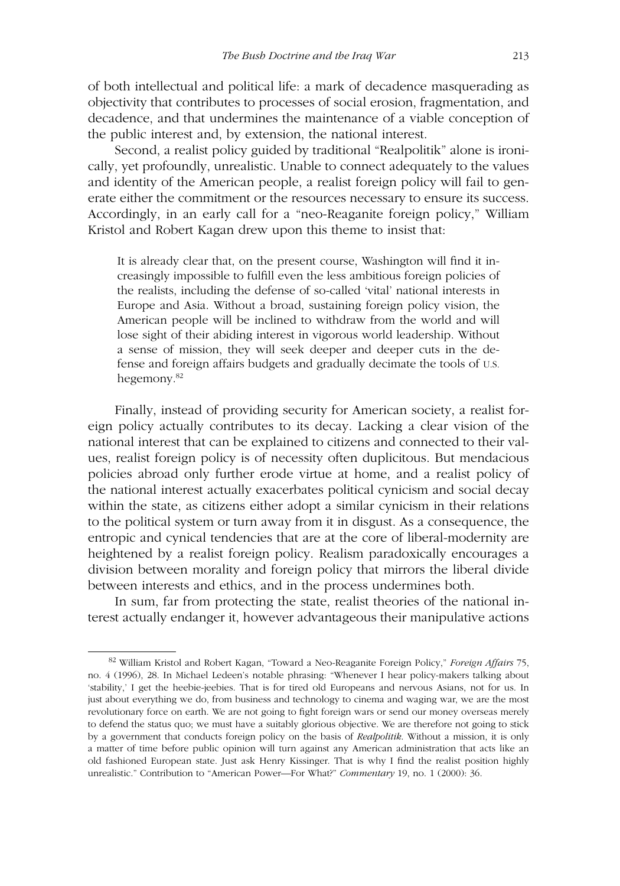of both intellectual and political life: a mark of decadence masquerading as objectivity that contributes to processes of social erosion, fragmentation, and decadence, and that undermines the maintenance of a viable conception of the public interest and, by extension, the national interest.

Second, a realist policy guided by traditional "Realpolitik" alone is ironically, yet profoundly, unrealistic. Unable to connect adequately to the values and identity of the American people, a realist foreign policy will fail to generate either the commitment or the resources necessary to ensure its success. Accordingly, in an early call for a "neo-Reaganite foreign policy," William Kristol and Robert Kagan drew upon this theme to insist that:

> It is already clear that, on the present course, Washington will find it increasingly impossible to fulfill even the less ambitious foreign policies of the realists, including the defense of so-called 'vital' national interests in Europe and Asia. Without a broad, sustaining foreign policy vision, the American people will be inclined to withdraw from the world and will lose sight of their abiding interest in vigorous world leadership. Without a sense of mission, they will seek deeper and deeper cuts in the defense and foreign affairs budgets and gradually decimate the tools of U.S. hegemony.[82]

Finally, instead of providing security for American society, a realist foreign policy actually contributes to its decay. Lacking a clear vision of the national interest that can be explained to citizens and connected to their values, realist foreign policy is of necessity often duplicitous. But mendacious policies abroad only further erode virtue at home, and a realist policy of the national interest actually exacerbates political cynicism and social decay within the state, as citizens either adopt a similar cynicism in their relations to the political system or turn away from it in disgust. As a consequence, the entropic and cynical tendencies that are at the core of liberal-modernity are heightened by a realist foreign policy. Realism paradoxically encourages a division between morality and foreign policy that mirrors the liberal divide between interests and ethics, and in the process undermines both.

In sum, far from protecting the state, realist theories of the national interest actually endanger it, however advantageous their manipulative actions

---

[82] William Kristol and Robert Kagan, "Toward a Neo-Reaganite Foreign Policy," *Foreign Affairs* 75, no. 4 (1996), 28. In Michael Ledeen's notable phrasing: "Whenever I hear policy-makers talking about 'stability,' I get the heebie-jeebies. That is for tired old Europeans and nervous Asians, not for us. In just about everything we do, from business and technology to cinema and waging war, we are the most revolutionary force on earth. We are not going to fight foreign wars or send our money overseas merely to defend the status quo; we must have a suitably glorious objective. We are therefore not going to stick by a government that conducts foreign policy on the basis of *Realpolitik*. Without a mission, it is only a matter of time before public opinion will turn against any American administration that acts like an old fashioned European state. Just ask Henry Kissinger. That is why I find the realist position highly unrealistic." Contribution to "American Power—For What?" *Commentary* 19, no. 1 (2000): 36.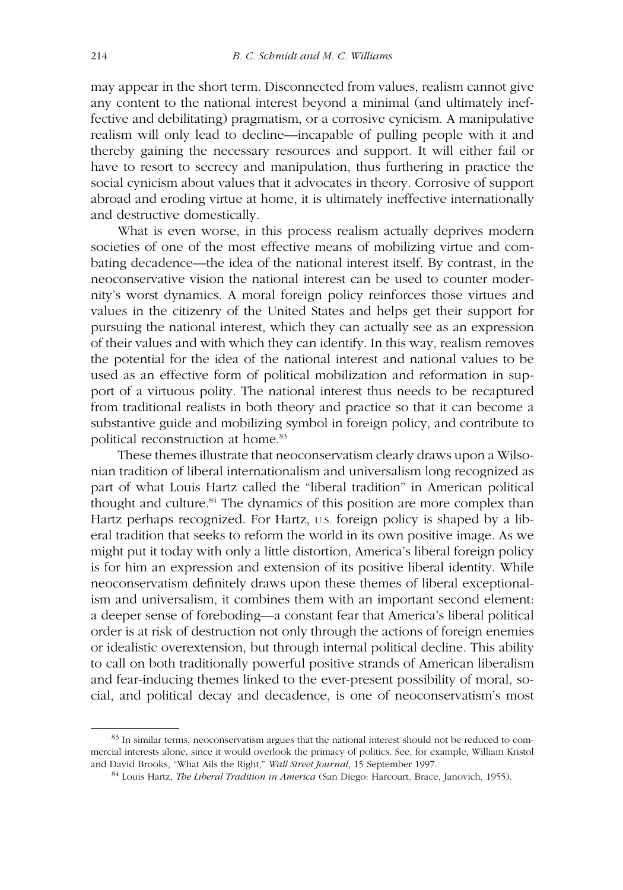may appear in the short term. Disconnected from values, realism cannot give any content to the national interest beyond a minimal (and ultimately ineffective and debilitating) pragmatism, or a corrosive cynicism. A manipulative realism will only lead to decline—incapable of pulling people with it and thereby gaining the necessary resources and support. It will either fail or have to resort to secrecy and manipulation, thus furthering in practice the social cynicism about values that it advocates in theory. Corrosive of support abroad and eroding virtue at home, it is ultimately ineffective internationally and destructive domestically.

What is even worse, in this process realism actually deprives modern societies of one of the most effective means of mobilizing virtue and combating decadence—the idea of the national interest itself. By contrast, in the neoconservative vision the national interest can be used to counter modernity's worst dynamics. A moral foreign policy reinforces those virtues and values in the citizenry of the United States and helps get their support for pursuing the national interest, which they can actually see as an expression of their values and with which they can identify. In this way, realism removes the potential for the idea of the national interest and national values to be used as an effective form of political mobilization and reformation in support of a virtuous polity. The national interest thus needs to be recaptured from traditional realists in both theory and practice so that it can become a substantive guide and mobilizing symbol in foreign policy, and contribute to political reconstruction at home.[83]

These themes illustrate that neoconservatism clearly draws upon a Wilsonian tradition of liberal internationalism and universalism long recognized as part of what Louis Hartz called the "liberal tradition" in American political thought and culture.[84] The dynamics of this position are more complex than Hartz perhaps recognized. For Hartz, U.S. foreign policy is shaped by a liberal tradition that seeks to reform the world in its own positive image. As we might put it today with only a little distortion, America's liberal foreign policy is for him an expression and extension of its positive liberal identity. While neoconservatism definitely draws upon these themes of liberal exceptionalism and universalism, it combines them with an important second element: a deeper sense of foreboding—a constant fear that America's liberal political order is at risk of destruction not only through the actions of foreign enemies or idealistic overextension, but through internal political decline. This ability to call on both traditionally powerful positive strands of American liberalism and fear-inducing themes linked to the ever-present possibility of moral, social, and political decay and decadence, is one of neoconservatism's most

---

[83] In similar terms, neoconservatism argues that the national interest should not be reduced to commercial interests alone, since it would overlook the primacy of politics. See, for example, William Kristol and David Brooks, "What Ails the Right," *Wall Street Journal*, 15 September 1997.

[84] Louis Hartz, *The Liberal Tradition in America* (San Diego: Harcourt, Brace, Janovich, 1955).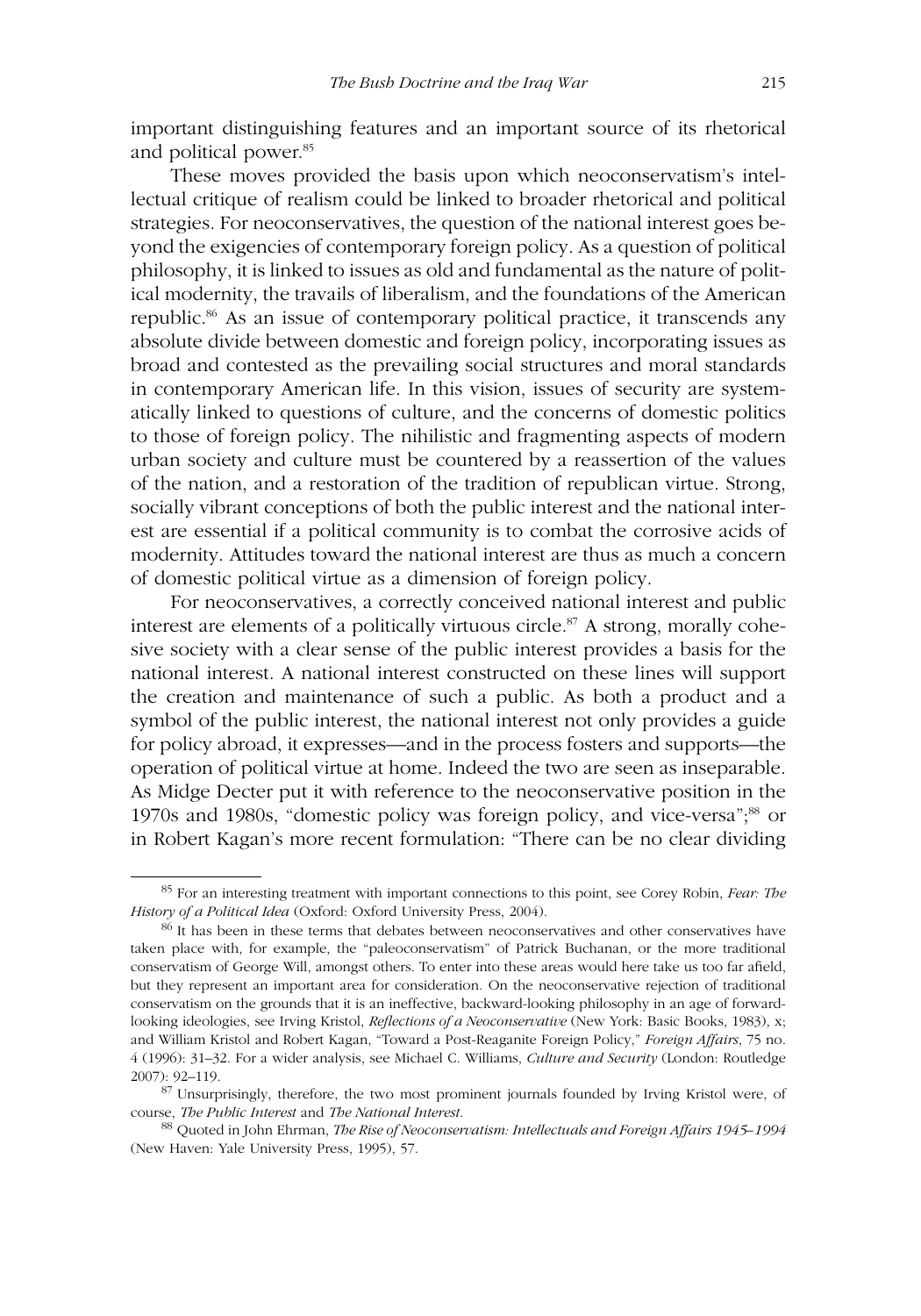important distinguishing features and an important source of its rhetorical and political power.[85]

These moves provided the basis upon which neoconservatism's intellectual critique of realism could be linked to broader rhetorical and political strategies. For neoconservatives, the question of the national interest goes beyond the exigencies of contemporary foreign policy. As a question of political philosophy, it is linked to issues as old and fundamental as the nature of political modernity, the travails of liberalism, and the foundations of the American republic.[86] As an issue of contemporary political practice, it transcends any absolute divide between domestic and foreign policy, incorporating issues as broad and contested as the prevailing social structures and moral standards in contemporary American life. In this vision, issues of security are systematically linked to questions of culture, and the concerns of domestic politics to those of foreign policy. The nihilistic and fragmenting aspects of modern urban society and culture must be countered by a reassertion of the values of the nation, and a restoration of the tradition of republican virtue. Strong, socially vibrant conceptions of both the public interest and the national interest are essential if a political community is to combat the corrosive acids of modernity. Attitudes toward the national interest are thus as much a concern of domestic political virtue as a dimension of foreign policy.

For neoconservatives, a correctly conceived national interest and public interest are elements of a politically virtuous circle.[87] A strong, morally cohesive society with a clear sense of the public interest provides a basis for the national interest. A national interest constructed on these lines will support the creation and maintenance of such a public. As both a product and a symbol of the public interest, the national interest not only provides a guide for policy abroad, it expresses—and in the process fosters and supports—the operation of political virtue at home. Indeed the two are seen as inseparable. As Midge Decter put it with reference to the neoconservative position in the 1970s and 1980s, "domestic policy was foreign policy, and vice-versa";[88] or in Robert Kagan's more recent formulation: "There can be no clear dividing

[85] For an interesting treatment with important connections to this point, see Corey Robin, *Fear: The History of a Political Idea* (Oxford: Oxford University Press, 2004).

[86] It has been in these terms that debates between neoconservatives and other conservatives have taken place with, for example, the "paleoconservatism" of Patrick Buchanan, or the more traditional conservatism of George Will, amongst others. To enter into these areas would here take us too far afield, but they represent an important area for consideration. On the neoconservative rejection of traditional conservatism on the grounds that it is an ineffective, backward-looking philosophy in an age of forward-looking ideologies, see Irving Kristol, *Reflections of a Neoconservative* (New York: Basic Books, 1983), x; and William Kristol and Robert Kagan, "Toward a Post-Reaganite Foreign Policy," *Foreign Affairs*, 75 no. 4 (1996): 31–32. For a wider analysis, see Michael C. Williams, *Culture and Security* (London: Routledge 2007): 92–119.

[87] Unsurprisingly, therefore, the two most prominent journals founded by Irving Kristol were, of course, *The Public Interest* and *The National Interest*.

[88] Quoted in John Ehrman, *The Rise of Neoconservatism: Intellectuals and Foreign Affairs 1945–1994* (New Haven: Yale University Press, 1995), 57.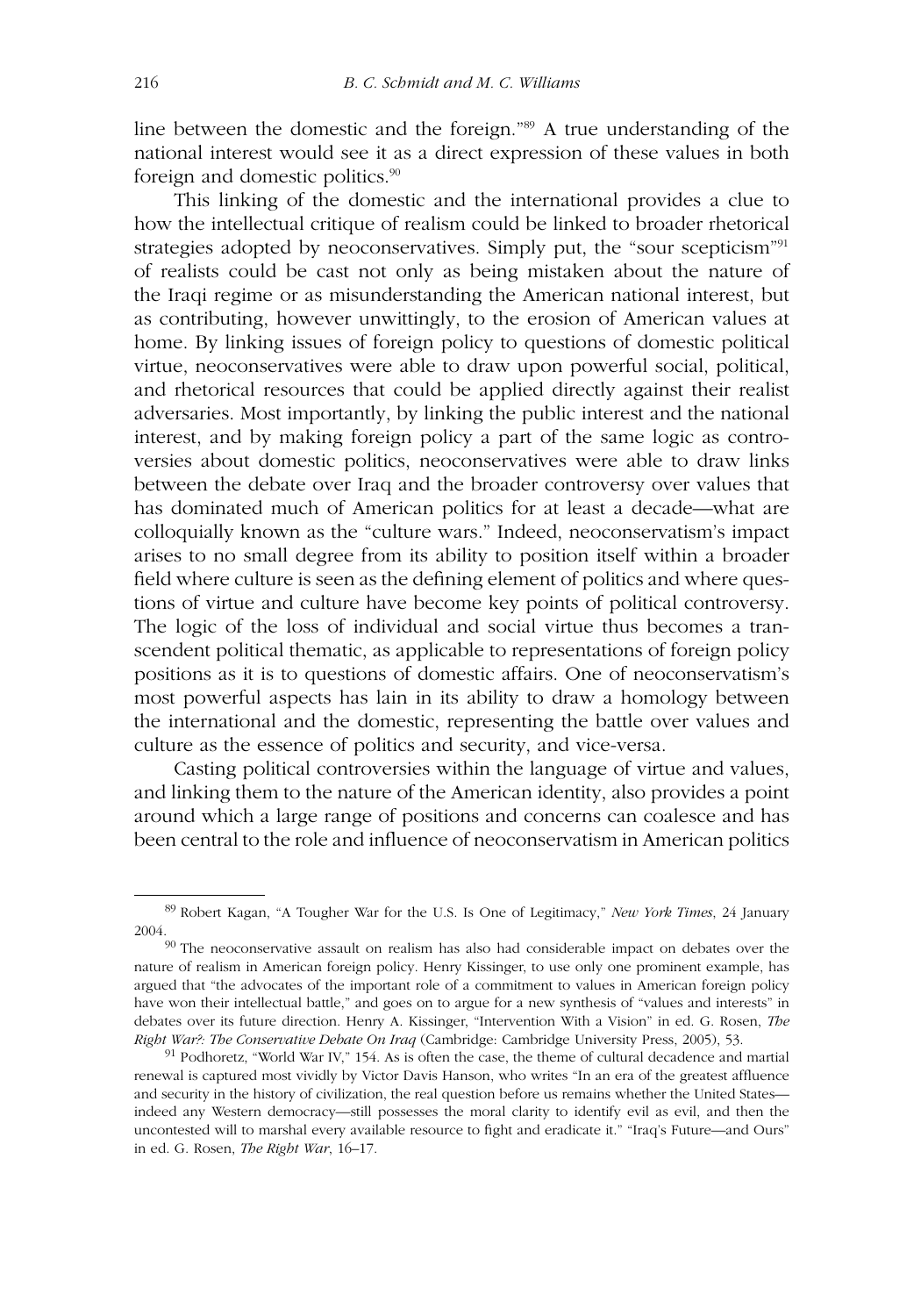line between the domestic and the foreign."[89] A true understanding of the national interest would see it as a direct expression of these values in both foreign and domestic politics.[90]

This linking of the domestic and the international provides a clue to how the intellectual critique of realism could be linked to broader rhetorical strategies adopted by neoconservatives. Simply put, the "sour scepticism"[91] of realists could be cast not only as being mistaken about the nature of the Iraqi regime or as misunderstanding the American national interest, but as contributing, however unwittingly, to the erosion of American values at home. By linking issues of foreign policy to questions of domestic political virtue, neoconservatives were able to draw upon powerful social, political, and rhetorical resources that could be applied directly against their realist adversaries. Most importantly, by linking the public interest and the national interest, and by making foreign policy a part of the same logic as controversies about domestic politics, neoconservatives were able to draw links between the debate over Iraq and the broader controversy over values that has dominated much of American politics for at least a decade—what are colloquially known as the "culture wars." Indeed, neoconservatism's impact arises to no small degree from its ability to position itself within a broader field where culture is seen as the defining element of politics and where questions of virtue and culture have become key points of political controversy. The logic of the loss of individual and social virtue thus becomes a transcendent political thematic, as applicable to representations of foreign policy positions as it is to questions of domestic affairs. One of neoconservatism's most powerful aspects has lain in its ability to draw a homology between the international and the domestic, representing the battle over values and culture as the essence of politics and security, and vice-versa.

Casting political controversies within the language of virtue and values, and linking them to the nature of the American identity, also provides a point around which a large range of positions and concerns can coalesce and has been central to the role and influence of neoconservatism in American politics

---

[89] Robert Kagan, "A Tougher War for the U.S. Is One of Legitimacy," *New York Times*, 24 January 2004.

[90] The neoconservative assault on realism has also had considerable impact on debates over the nature of realism in American foreign policy. Henry Kissinger, to use only one prominent example, has argued that "the advocates of the important role of a commitment to values in American foreign policy have won their intellectual battle," and goes on to argue for a new synthesis of "values and interests" in debates over its future direction. Henry A. Kissinger, "Intervention With a Vision" in ed. G. Rosen, *The Right War?: The Conservative Debate On Iraq* (Cambridge: Cambridge University Press, 2005), 53.

[91] Podhoretz, "World War IV," 154. As is often the case, the theme of cultural decadence and martial renewal is captured most vividly by Victor Davis Hanson, who writes "In an era of the greatest affluence and security in the history of civilization, the real question before us remains whether the United States—indeed any Western democracy—still possesses the moral clarity to identify evil as evil, and then the uncontested will to marshal every available resource to fight and eradicate it." "Iraq's Future—and Ours" in ed. G. Rosen, *The Right War*, 16–17.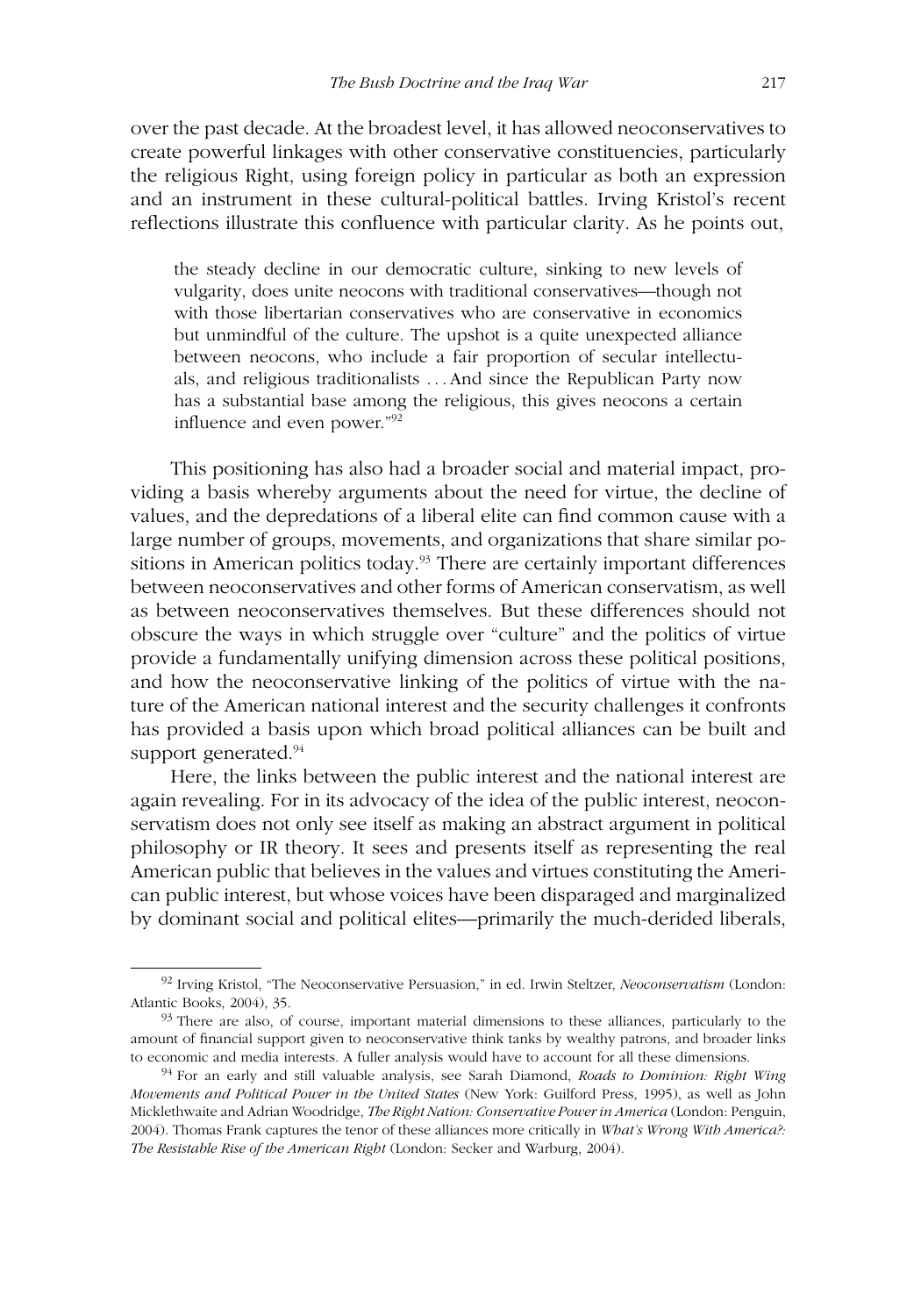over the past decade. At the broadest level, it has allowed neoconservatives to create powerful linkages with other conservative constituencies, particularly the religious Right, using foreign policy in particular as both an expression and an instrument in these cultural-political battles. Irving Kristol's recent reflections illustrate this confluence with particular clarity. As he points out,

> the steady decline in our democratic culture, sinking to new levels of vulgarity, does unite neocons with traditional conservatives—though not with those libertarian conservatives who are conservative in economics but unmindful of the culture. The upshot is a quite unexpected alliance between neocons, who include a fair proportion of secular intellectuals, and religious traditionalists . . . And since the Republican Party now has a substantial base among the religious, this gives neocons a certain influence and even power."[92]

This positioning has also had a broader social and material impact, providing a basis whereby arguments about the need for virtue, the decline of values, and the depredations of a liberal elite can find common cause with a large number of groups, movements, and organizations that share similar positions in American politics today.[93] There are certainly important differences between neoconservatives and other forms of American conservatism, as well as between neoconservatives themselves. But these differences should not obscure the ways in which struggle over "culture" and the politics of virtue provide a fundamentally unifying dimension across these political positions, and how the neoconservative linking of the politics of virtue with the nature of the American national interest and the security challenges it confronts has provided a basis upon which broad political alliances can be built and support generated.[94]

Here, the links between the public interest and the national interest are again revealing. For in its advocacy of the idea of the public interest, neoconservatism does not only see itself as making an abstract argument in political philosophy or IR theory. It sees and presents itself as representing the real American public that believes in the values and virtues constituting the American public interest, but whose voices have been disparaged and marginalized by dominant social and political elites—primarily the much-derided liberals,

---

[92] Irving Kristol, "The Neoconservative Persuasion," in ed. Irwin Steltzer, *Neoconservatism* (London: Atlantic Books, 2004), 35.

[93] There are also, of course, important material dimensions to these alliances, particularly to the amount of financial support given to neoconservative think tanks by wealthy patrons, and broader links to economic and media interests. A fuller analysis would have to account for all these dimensions.

[94] For an early and still valuable analysis, see Sarah Diamond, *Roads to Dominion: Right Wing Movements and Political Power in the United States* (New York: Guilford Press, 1995), as well as John Micklethwaite and Adrian Woodridge, *The Right Nation: Conservative Power in America* (London: Penguin, 2004). Thomas Frank captures the tenor of these alliances more critically in *What's Wrong With America?: The Resistable Rise of the American Right* (London: Secker and Warburg, 2004).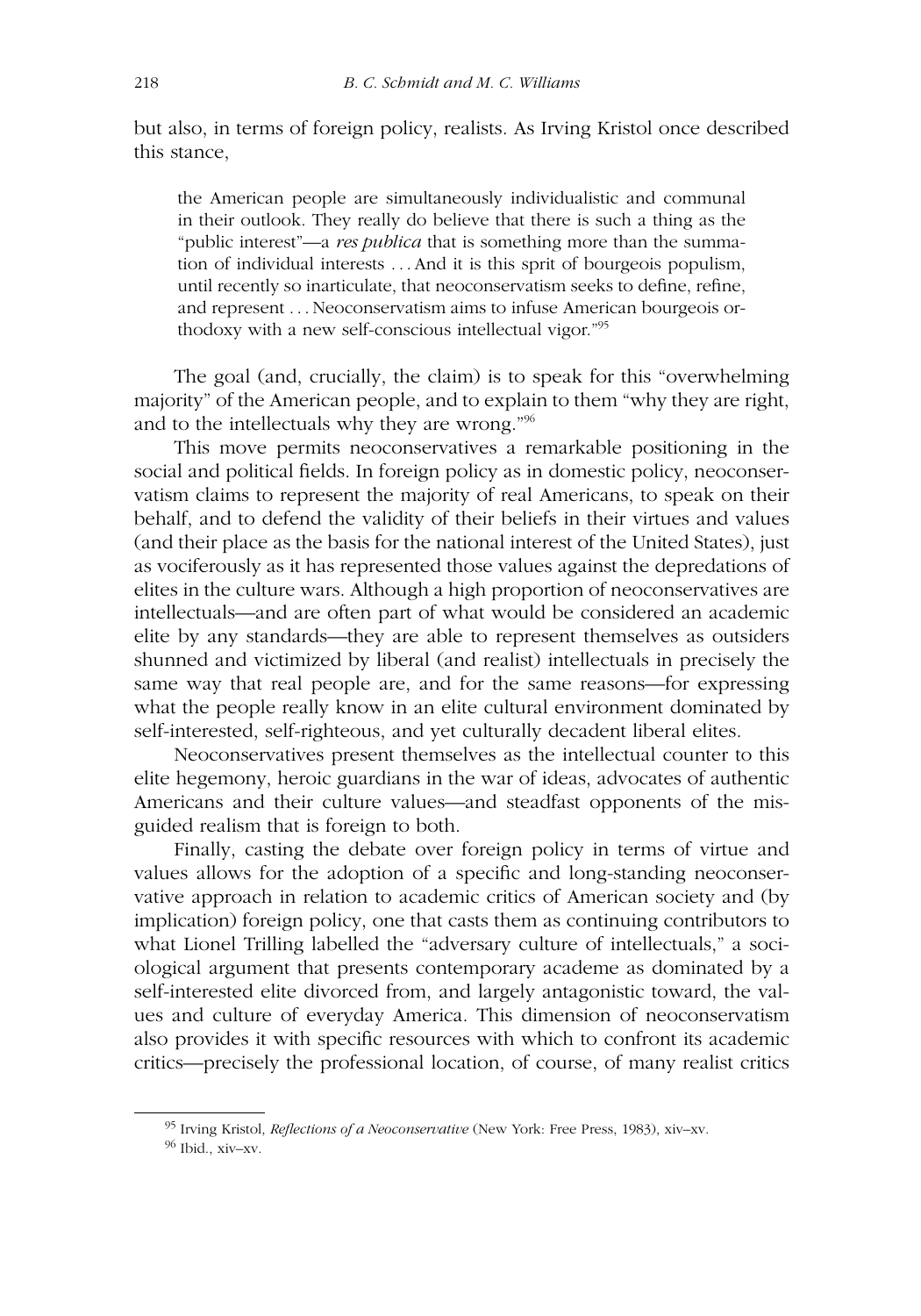but also, in terms of foreign policy, realists. As Irving Kristol once described this stance,

> the American people are simultaneously individualistic and communal in their outlook. They really do believe that there is such a thing as the "public interest"—a *res publica* that is something more than the summation of individual interests . . . And it is this sprit of bourgeois populism, until recently so inarticulate, that neoconservatism seeks to define, refine, and represent . . . Neoconservatism aims to infuse American bourgeois orthodoxy with a new self-conscious intellectual vigor."[95]

The goal (and, crucially, the claim) is to speak for this "overwhelming majority" of the American people, and to explain to them "why they are right, and to the intellectuals why they are wrong."[96]

This move permits neoconservatives a remarkable positioning in the social and political fields. In foreign policy as in domestic policy, neoconservatism claims to represent the majority of real Americans, to speak on their behalf, and to defend the validity of their beliefs in their virtues and values (and their place as the basis for the national interest of the United States), just as vociferously as it has represented those values against the depredations of elites in the culture wars. Although a high proportion of neoconservatives are intellectuals—and are often part of what would be considered an academic elite by any standards—they are able to represent themselves as outsiders shunned and victimized by liberal (and realist) intellectuals in precisely the same way that real people are, and for the same reasons—for expressing what the people really know in an elite cultural environment dominated by self-interested, self-righteous, and yet culturally decadent liberal elites.

Neoconservatives present themselves as the intellectual counter to this elite hegemony, heroic guardians in the war of ideas, advocates of authentic Americans and their culture values—and steadfast opponents of the misguided realism that is foreign to both.

Finally, casting the debate over foreign policy in terms of virtue and values allows for the adoption of a specific and long-standing neoconservative approach in relation to academic critics of American society and (by implication) foreign policy, one that casts them as continuing contributors to what Lionel Trilling labelled the "adversary culture of intellectuals," a sociological argument that presents contemporary academe as dominated by a self-interested elite divorced from, and largely antagonistic toward, the values and culture of everyday America. This dimension of neoconservatism also provides it with specific resources with which to confront its academic critics—precisely the professional location, of course, of many realist critics

[95] Irving Kristol, *Reflections of a Neoconservative* (New York: Free Press, 1983), xiv–xv.

[96] Ibid., xiv–xv.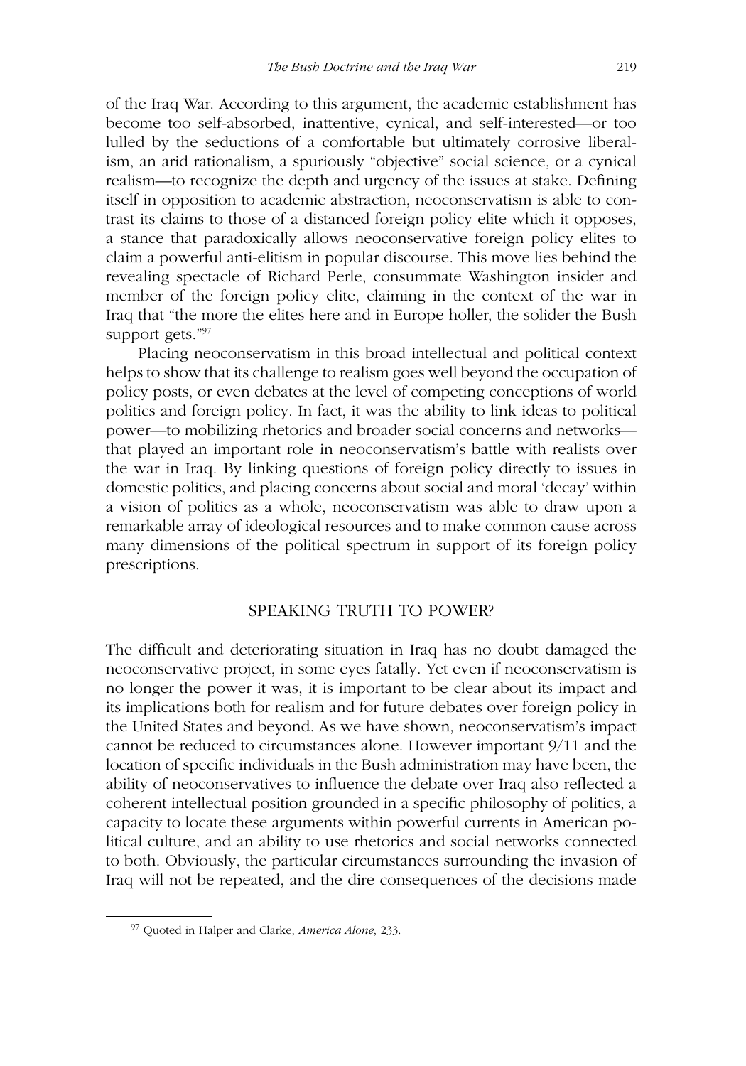of the Iraq War. According to this argument, the academic establishment has become too self-absorbed, inattentive, cynical, and self-interested—or too lulled by the seductions of a comfortable but ultimately corrosive liberalism, an arid rationalism, a spuriously "objective" social science, or a cynical realism—to recognize the depth and urgency of the issues at stake. Defining itself in opposition to academic abstraction, neoconservatism is able to contrast its claims to those of a distanced foreign policy elite which it opposes, a stance that paradoxically allows neoconservative foreign policy elites to claim a powerful anti-elitism in popular discourse. This move lies behind the revealing spectacle of Richard Perle, consummate Washington insider and member of the foreign policy elite, claiming in the context of the war in Iraq that "the more the elites here and in Europe holler, the solider the Bush support gets."[97]

Placing neoconservatism in this broad intellectual and political context helps to show that its challenge to realism goes well beyond the occupation of policy posts, or even debates at the level of competing conceptions of world politics and foreign policy. In fact, it was the ability to link ideas to political power—to mobilizing rhetorics and broader social concerns and networks—that played an important role in neoconservatism's battle with realists over the war in Iraq. By linking questions of foreign policy directly to issues in domestic politics, and placing concerns about social and moral 'decay' within a vision of politics as a whole, neoconservatism was able to draw upon a remarkable array of ideological resources and to make common cause across many dimensions of the political spectrum in support of its foreign policy prescriptions.

## SPEAKING TRUTH TO POWER?

The difficult and deteriorating situation in Iraq has no doubt damaged the neoconservative project, in some eyes fatally. Yet even if neoconservatism is no longer the power it was, it is important to be clear about its impact and its implications both for realism and for future debates over foreign policy in the United States and beyond. As we have shown, neoconservatism's impact cannot be reduced to circumstances alone. However important 9/11 and the location of specific individuals in the Bush administration may have been, the ability of neoconservatives to influence the debate over Iraq also reflected a coherent intellectual position grounded in a specific philosophy of politics, a capacity to locate these arguments within powerful currents in American political culture, and an ability to use rhetorics and social networks connected to both. Obviously, the particular circumstances surrounding the invasion of Iraq will not be repeated, and the dire consequences of the decisions made

[97] Quoted in Halper and Clarke, *America Alone*, 233.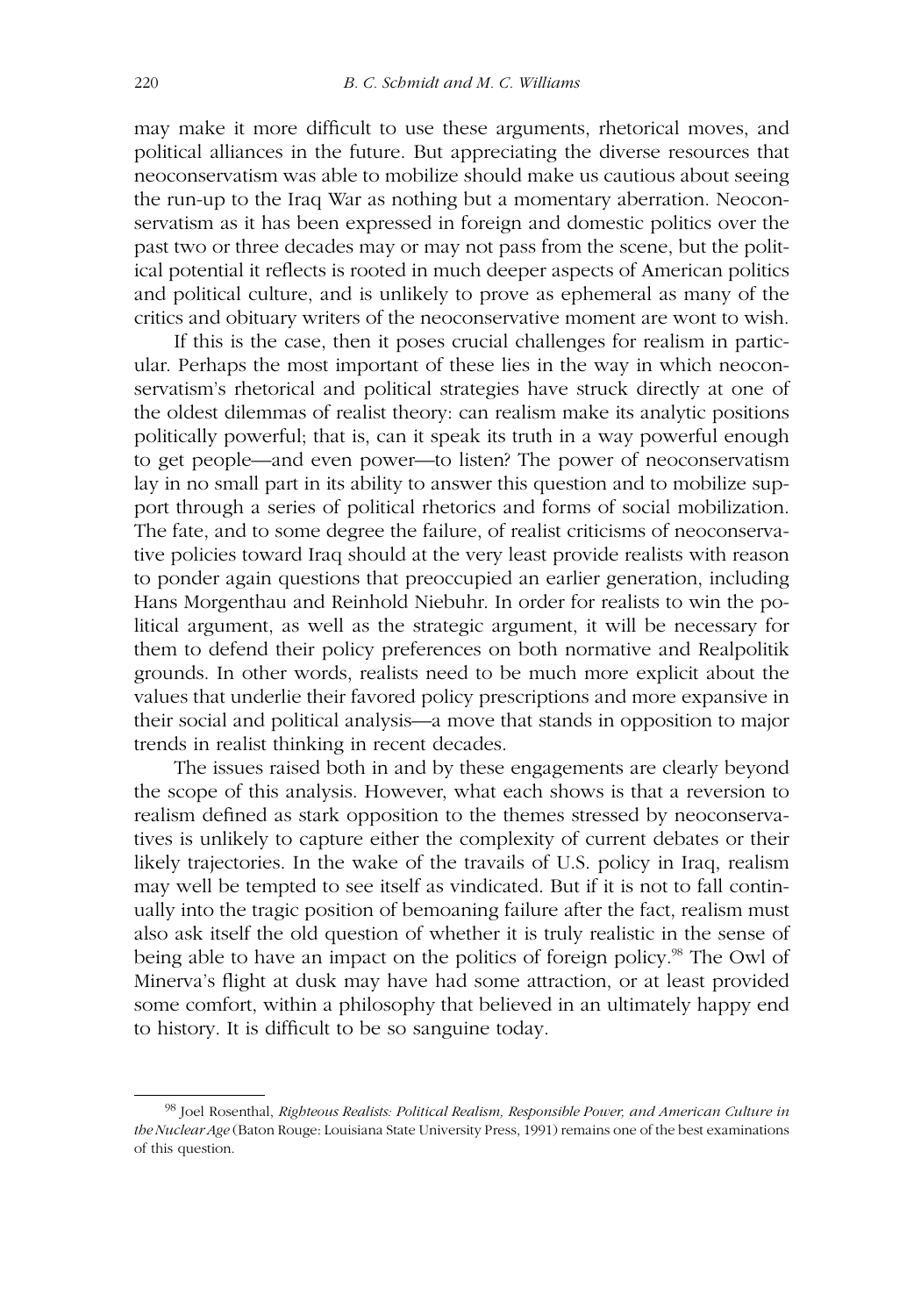may make it more difficult to use these arguments, rhetorical moves, and political alliances in the future. But appreciating the diverse resources that neoconservatism was able to mobilize should make us cautious about seeing the run-up to the Iraq War as nothing but a momentary aberration. Neoconservatism as it has been expressed in foreign and domestic politics over the past two or three decades may or may not pass from the scene, but the political potential it reflects is rooted in much deeper aspects of American politics and political culture, and is unlikely to prove as ephemeral as many of the critics and obituary writers of the neoconservative moment are wont to wish.

If this is the case, then it poses crucial challenges for realism in particular. Perhaps the most important of these lies in the way in which neoconservatism's rhetorical and political strategies have struck directly at one of the oldest dilemmas of realist theory: can realism make its analytic positions politically powerful; that is, can it speak its truth in a way powerful enough to get people—and even power—to listen? The power of neoconservatism lay in no small part in its ability to answer this question and to mobilize support through a series of political rhetorics and forms of social mobilization. The fate, and to some degree the failure, of realist criticisms of neoconservative policies toward Iraq should at the very least provide realists with reason to ponder again questions that preoccupied an earlier generation, including Hans Morgenthau and Reinhold Niebuhr. In order for realists to win the political argument, as well as the strategic argument, it will be necessary for them to defend their policy preferences on both normative and Realpolitik grounds. In other words, realists need to be much more explicit about the values that underlie their favored policy prescriptions and more expansive in their social and political analysis—a move that stands in opposition to major trends in realist thinking in recent decades.

The issues raised both in and by these engagements are clearly beyond the scope of this analysis. However, what each shows is that a reversion to realism defined as stark opposition to the themes stressed by neoconservatives is unlikely to capture either the complexity of current debates or their likely trajectories. In the wake of the travails of U.S. policy in Iraq, realism may well be tempted to see itself as vindicated. But if it is not to fall continually into the tragic position of bemoaning failure after the fact, realism must also ask itself the old question of whether it is truly realistic in the sense of being able to have an impact on the politics of foreign policy.[98] The Owl of Minerva's flight at dusk may have had some attraction, or at least provided some comfort, within a philosophy that believed in an ultimately happy end to history. It is difficult to be so sanguine today.

[98] Joel Rosenthal, *Righteous Realists: Political Realism, Responsible Power, and American Culture in the Nuclear Age* (Baton Rouge: Louisiana State University Press, 1991) remains one of the best examinations of this question.